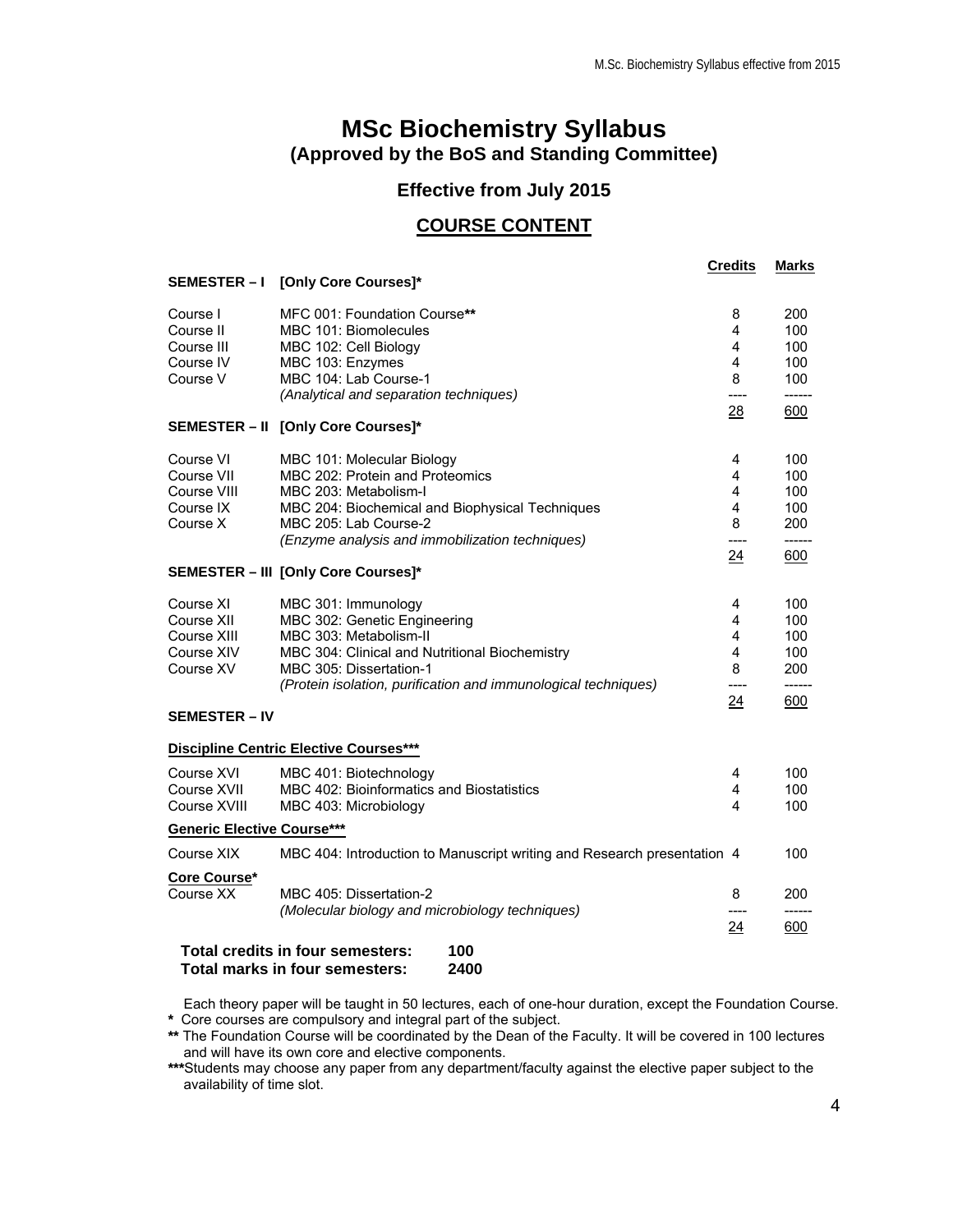# MSc Biochemistry Syllabus
## (Approved by the BoS and Standing Committee)

### Effective from July 2015

### COURSE CONTENT

| | | Credits | Marks |
|---|---|---|---|
| **SEMESTER – I** | **[Only Core Courses]*** | | |
| Course I | MFC 001: Foundation Course** | 8 | 200 |
| Course II | MBC 101: Biomolecules | 4 | 100 |
| Course III | MBC 102: Cell Biology | 4 | 100 |
| Course IV | MBC 103: Enzymes | 4 | 100 |
| Course V | MBC 104: Lab Course-1 | 8 | 100 |
| | *(Analytical and separation techniques)* | 28 | 600 |
| **SEMESTER – II** | **[Only Core Courses]*** | | |
| Course VI | MBC 101: Molecular Biology | 4 | 100 |
| Course VII | MBC 202: Protein and Proteomics | 4 | 100 |
| Course VIII | MBC 203: Metabolism-I | 4 | 100 |
| Course IX | MBC 204: Biochemical and Biophysical Techniques | 4 | 100 |
| Course X | MBC 205: Lab Course-2 | 8 | 200 |
| | *(Enzyme analysis and immobilization techniques)* | 24 | 600 |
| **SEMESTER – III** | **[Only Core Courses]*** | | |
| Course XI | MBC 301: Immunology | 4 | 100 |
| Course XII | MBC 302: Genetic Engineering | 4 | 100 |
| Course XIII | MBC 303: Metabolism-II | 4 | 100 |
| Course XIV | MBC 304: Clinical and Nutritional Biochemistry | 4 | 100 |
| Course XV | MBC 305: Dissertation-1 | 8 | 200 |
| | *(Protein isolation, purification and immunological techniques)* | 24 | 600 |
| **SEMESTER – IV** | | | |
| **Discipline Centric Elective Courses***** | | | |
| Course XVI | MBC 401: Biotechnology | 4 | 100 |
| Course XVII | MBC 402: Bioinformatics and Biostatistics | 4 | 100 |
| Course XVIII | MBC 403: Microbiology | 4 | 100 |
| **Generic Elective Course***** | | | |
| Course XIX | MBC 404: Introduction to Manuscript writing and Research presentation | 4 | 100 |
| **Core Course*** | | | |
| Course XX | MBC 405: Dissertation-2 | 8 | 200 |
| | *(Molecular biology and microbiology techniques)* | 24 | 600 |

**Total credits in four semesters: 100**
**Total marks in four semesters: 2400**

Each theory paper will be taught in 50 lectures, each of one-hour duration, except the Foundation Course.

**\*** Core courses are compulsory and integral part of the subject.

**\*\*** The Foundation Course will be coordinated by the Dean of the Faculty. It will be covered in 100 lectures and will have its own core and elective components.

**\*\*\***Students may choose any paper from any department/faculty against the elective paper subject to the availability of time slot.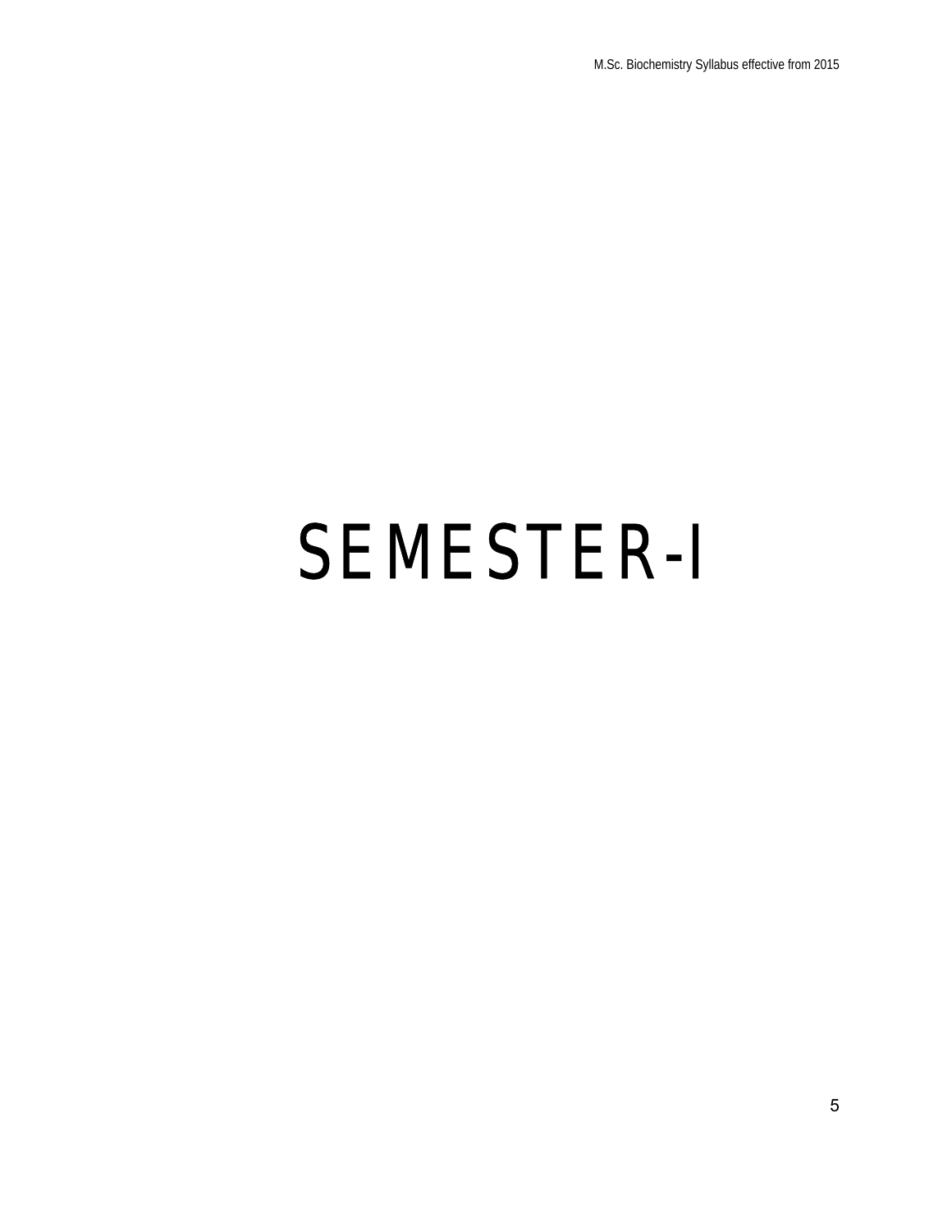# SEMESTER-I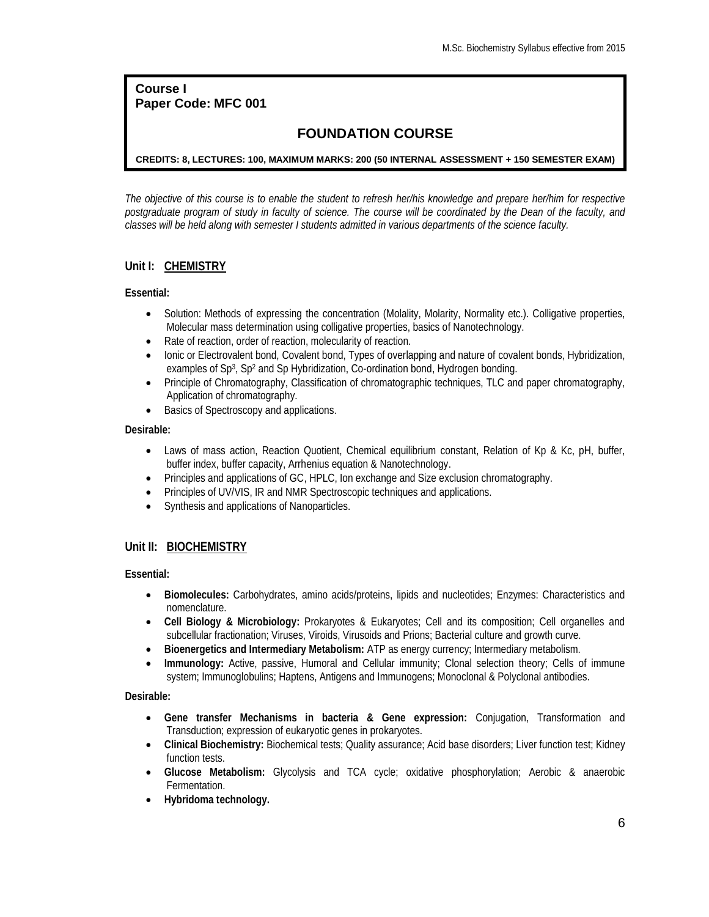**Course I**
**Paper Code: MFC 001**

## FOUNDATION COURSE

**CREDITS: 8, LECTURES: 100, MAXIMUM MARKS: 200 (50 INTERNAL ASSESSMENT + 150 SEMESTER EXAM)**

*The objective of this course is to enable the student to refresh her/his knowledge and prepare her/him for respective postgraduate program of study in faculty of science. The course will be coordinated by the Dean of the faculty, and classes will be held along with semester I students admitted in various departments of the science faculty.*

### Unit I: CHEMISTRY

**Essential:**

- Solution: Methods of expressing the concentration (Molality, Molarity, Normality etc.). Colligative properties, Molecular mass determination using colligative properties, basics of Nanotechnology.
- Rate of reaction, order of reaction, molecularity of reaction.
- Ionic or Electrovalent bond, Covalent bond, Types of overlapping and nature of covalent bonds, Hybridization, examples of $Sp^3$, $Sp^2$ and Sp Hybridization, Co-ordination bond, Hydrogen bonding.
- Principle of Chromatography, Classification of chromatographic techniques, TLC and paper chromatography, Application of chromatography.
- Basics of Spectroscopy and applications.

**Desirable:**

- Laws of mass action, Reaction Quotient, Chemical equilibrium constant, Relation of Kp & Kc, pH, buffer, buffer index, buffer capacity, Arrhenius equation & Nanotechnology.
- Principles and applications of GC, HPLC, Ion exchange and Size exclusion chromatography.
- Principles of UV/VIS, IR and NMR Spectroscopic techniques and applications.
- Synthesis and applications of Nanoparticles.

### Unit II: BIOCHEMISTRY

**Essential:**

- **Biomolecules:** Carbohydrates, amino acids/proteins, lipids and nucleotides; Enzymes: Characteristics and nomenclature.
- **Cell Biology & Microbiology:** Prokaryotes & Eukaryotes; Cell and its composition; Cell organelles and subcellular fractionation; Viruses, Viroids, Virusoids and Prions; Bacterial culture and growth curve.
- **Bioenergetics and Intermediary Metabolism:** ATP as energy currency; Intermediary metabolism.
- **Immunology:** Active, passive, Humoral and Cellular immunity; Clonal selection theory; Cells of immune system; Immunoglobulins; Haptens, Antigens and Immunogens; Monoclonal & Polyclonal antibodies.

**Desirable:**

- **Gene transfer Mechanisms in bacteria & Gene expression:** Conjugation, Transformation and Transduction; expression of eukaryotic genes in prokaryotes.
- **Clinical Biochemistry:** Biochemical tests; Quality assurance; Acid base disorders; Liver function test; Kidney function tests.
- **Glucose Metabolism:** Glycolysis and TCA cycle; oxidative phosphorylation; Aerobic & anaerobic Fermentation.
- **Hybridoma technology.**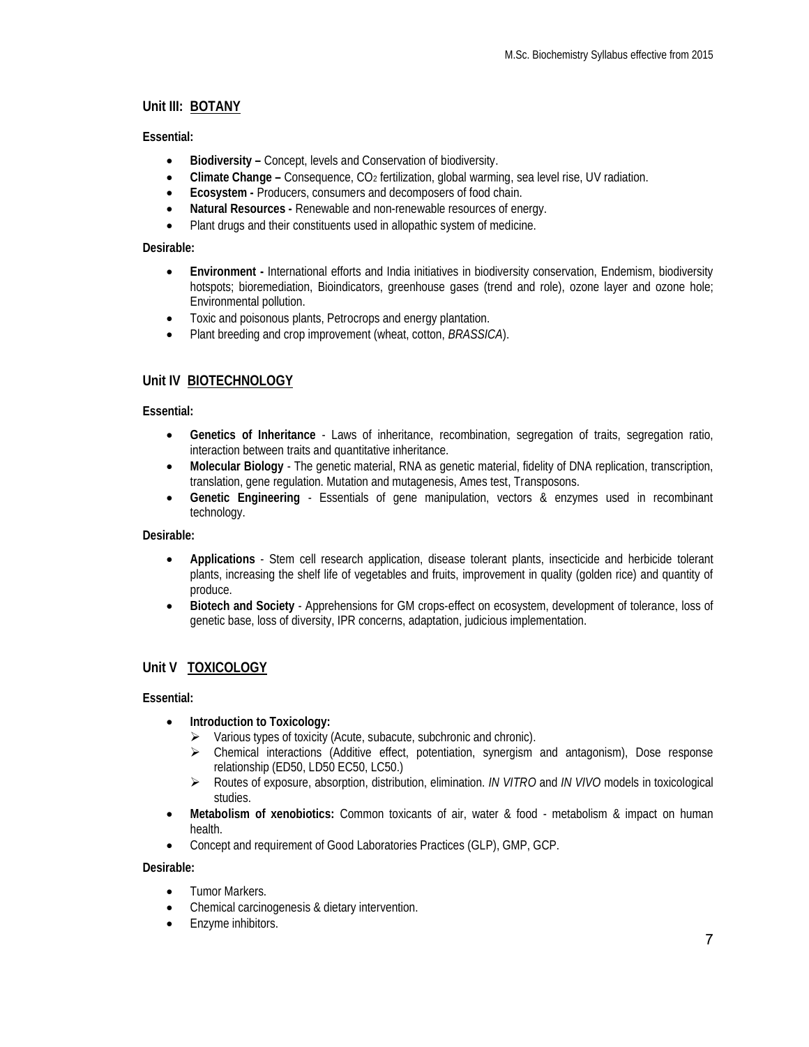## Unit III: BOTANY

**Essential:**

- **Biodiversity –** Concept, levels and Conservation of biodiversity.
- **Climate Change –** Consequence, $CO_2$ fertilization, global warming, sea level rise, UV radiation.
- **Ecosystem -** Producers, consumers and decomposers of food chain.
- **Natural Resources -** Renewable and non-renewable resources of energy.
- Plant drugs and their constituents used in allopathic system of medicine.

**Desirable:**

- **Environment -** International efforts and India initiatives in biodiversity conservation, Endemism, biodiversity hotspots; bioremediation, Bioindicators, greenhouse gases (trend and role), ozone layer and ozone hole; Environmental pollution.
- Toxic and poisonous plants, Petrocrops and energy plantation.
- Plant breeding and crop improvement (wheat, cotton, *BRASSICA*).

## Unit IV BIOTECHNOLOGY

**Essential:**

- **Genetics of Inheritance** - Laws of inheritance, recombination, segregation of traits, segregation ratio, interaction between traits and quantitative inheritance.
- **Molecular Biology** - The genetic material, RNA as genetic material, fidelity of DNA replication, transcription, translation, gene regulation. Mutation and mutagenesis, Ames test, Transposons.
- **Genetic Engineering** - Essentials of gene manipulation, vectors & enzymes used in recombinant technology.

**Desirable:**

- **Applications** - Stem cell research application, disease tolerant plants, insecticide and herbicide tolerant plants, increasing the shelf life of vegetables and fruits, improvement in quality (golden rice) and quantity of produce.
- **Biotech and Society** - Apprehensions for GM crops-effect on ecosystem, development of tolerance, loss of genetic base, loss of diversity, IPR concerns, adaptation, judicious implementation.

## Unit V TOXICOLOGY

**Essential:**

- **Introduction to Toxicology:**
  - Various types of toxicity (Acute, subacute, subchronic and chronic).
  - Chemical interactions (Additive effect, potentiation, synergism and antagonism), Dose response relationship (ED50, LD50 EC50, LC50.)
  - Routes of exposure, absorption, distribution, elimination. *IN VITRO* and *IN VIVO* models in toxicological studies.
- **Metabolism of xenobiotics:** Common toxicants of air, water & food - metabolism & impact on human health.
- Concept and requirement of Good Laboratories Practices (GLP), GMP, GCP.

**Desirable:**

- Tumor Markers.
- Chemical carcinogenesis & dietary intervention.
- Enzyme inhibitors.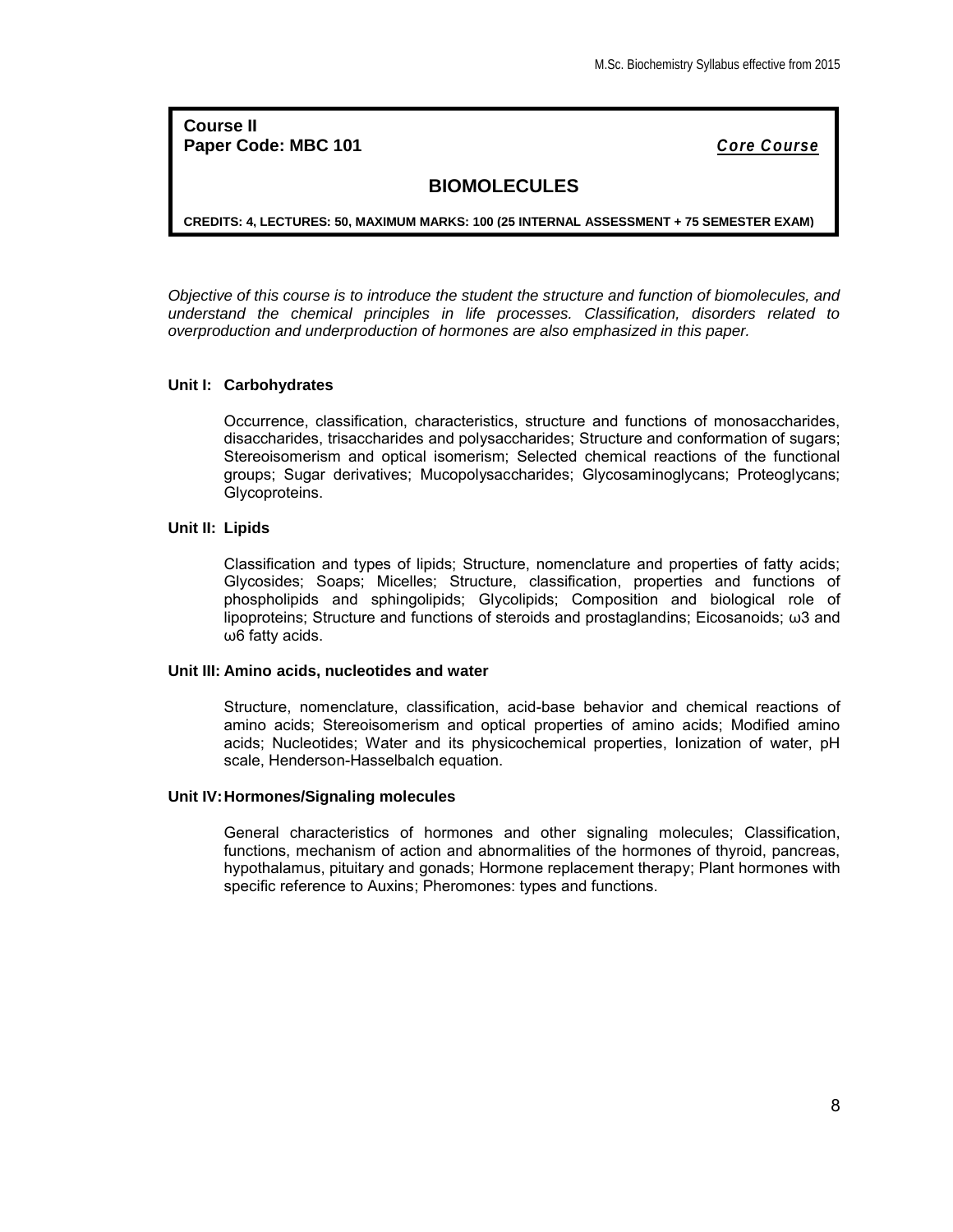**Course II**
**Paper Code: MBC 101** ***Core Course***

## BIOMOLECULES

**CREDITS: 4, LECTURES: 50, MAXIMUM MARKS: 100 (25 INTERNAL ASSESSMENT + 75 SEMESTER EXAM)**

*Objective of this course is to introduce the student the structure and function of biomolecules, and understand the chemical principles in life processes. Classification, disorders related to overproduction and underproduction of hormones are also emphasized in this paper.*

**Unit I: Carbohydrates**

Occurrence, classification, characteristics, structure and functions of monosaccharides, disaccharides, trisaccharides and polysaccharides; Structure and conformation of sugars; Stereoisomerism and optical isomerism; Selected chemical reactions of the functional groups; Sugar derivatives; Mucopolysaccharides; Glycosaminoglycans; Proteoglycans; Glycoproteins.

**Unit II: Lipids**

Classification and types of lipids; Structure, nomenclature and properties of fatty acids; Glycosides; Soaps; Micelles; Structure, classification, properties and functions of phospholipids and sphingolipids; Glycolipids; Composition and biological role of lipoproteins; Structure and functions of steroids and prostaglandins; Eicosanoids; ω3 and ω6 fatty acids.

**Unit III: Amino acids, nucleotides and water**

Structure, nomenclature, classification, acid-base behavior and chemical reactions of amino acids; Stereoisomerism and optical properties of amino acids; Modified amino acids; Nucleotides; Water and its physicochemical properties, Ionization of water, pH scale, Henderson-Hasselbalch equation.

**Unit IV: Hormones/Signaling molecules**

General characteristics of hormones and other signaling molecules; Classification, functions, mechanism of action and abnormalities of the hormones of thyroid, pancreas, hypothalamus, pituitary and gonads; Hormone replacement therapy; Plant hormones with specific reference to Auxins; Pheromones: types and functions.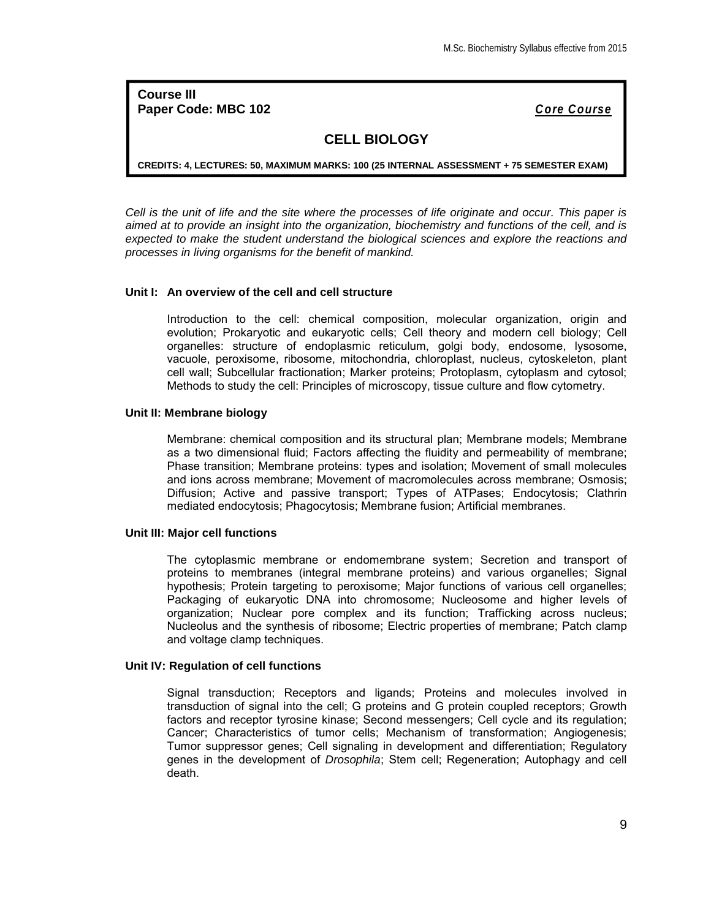**Course III**
**Paper Code: MBC 102** ***Core Course***

## CELL BIOLOGY

**CREDITS: 4, LECTURES: 50, MAXIMUM MARKS: 100 (25 INTERNAL ASSESSMENT + 75 SEMESTER EXAM)**

*Cell is the unit of life and the site where the processes of life originate and occur. This paper is aimed at to provide an insight into the organization, biochemistry and functions of the cell, and is expected to make the student understand the biological sciences and explore the reactions and processes in living organisms for the benefit of mankind.*

### Unit I: An overview of the cell and cell structure

Introduction to the cell: chemical composition, molecular organization, origin and evolution; Prokaryotic and eukaryotic cells; Cell theory and modern cell biology; Cell organelles: structure of endoplasmic reticulum, golgi body, endosome, lysosome, vacuole, peroxisome, ribosome, mitochondria, chloroplast, nucleus, cytoskeleton, plant cell wall; Subcellular fractionation; Marker proteins; Protoplasm, cytoplasm and cytosol; Methods to study the cell: Principles of microscopy, tissue culture and flow cytometry.

### Unit II: Membrane biology

Membrane: chemical composition and its structural plan; Membrane models; Membrane as a two dimensional fluid; Factors affecting the fluidity and permeability of membrane; Phase transition; Membrane proteins: types and isolation; Movement of small molecules and ions across membrane; Movement of macromolecules across membrane; Osmosis; Diffusion; Active and passive transport; Types of ATPases; Endocytosis; Clathrin mediated endocytosis; Phagocytosis; Membrane fusion; Artificial membranes.

### Unit III: Major cell functions

The cytoplasmic membrane or endomembrane system; Secretion and transport of proteins to membranes (integral membrane proteins) and various organelles; Signal hypothesis; Protein targeting to peroxisome; Major functions of various cell organelles; Packaging of eukaryotic DNA into chromosome; Nucleosome and higher levels of organization; Nuclear pore complex and its function; Trafficking across nucleus; Nucleolus and the synthesis of ribosome; Electric properties of membrane; Patch clamp and voltage clamp techniques.

### Unit IV: Regulation of cell functions

Signal transduction; Receptors and ligands; Proteins and molecules involved in transduction of signal into the cell; G proteins and G protein coupled receptors; Growth factors and receptor tyrosine kinase; Second messengers; Cell cycle and its regulation; Cancer; Characteristics of tumor cells; Mechanism of transformation; Angiogenesis; Tumor suppressor genes; Cell signaling in development and differentiation; Regulatory genes in the development of *Drosophila*; Stem cell; Regeneration; Autophagy and cell death.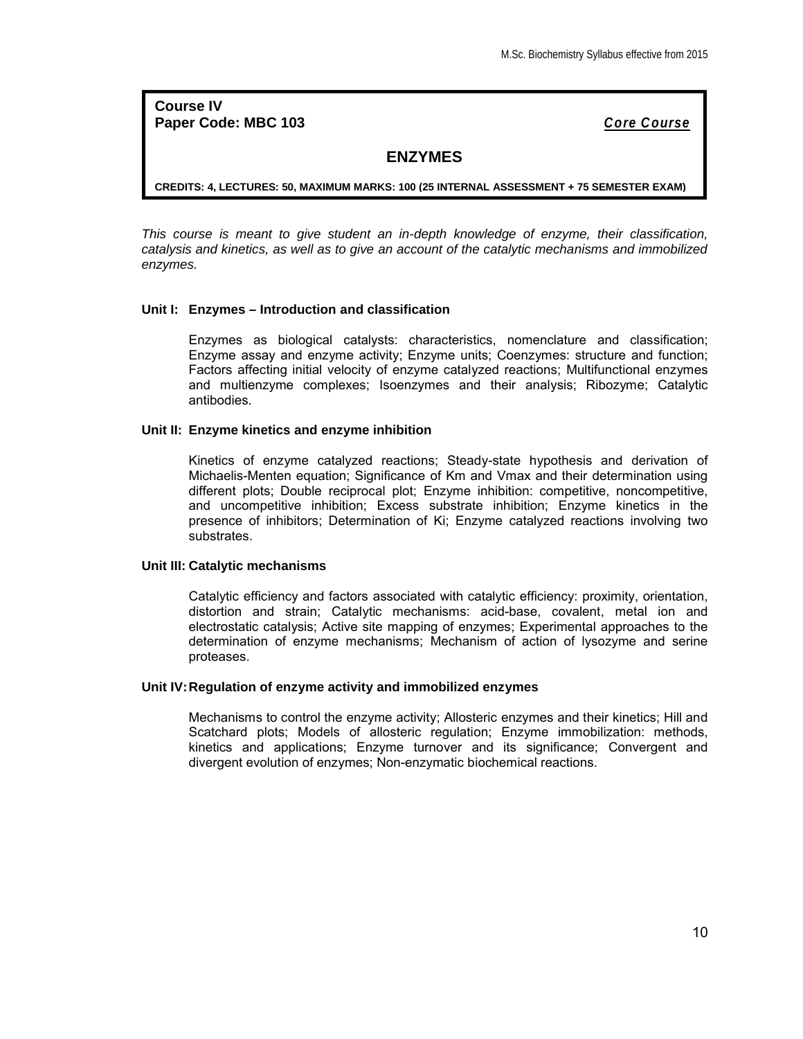**Course IV**
**Paper Code: MBC 103** ***Core Course***

## ENZYMES

**CREDITS: 4, LECTURES: 50, MAXIMUM MARKS: 100 (25 INTERNAL ASSESSMENT + 75 SEMESTER EXAM)**

*This course is meant to give student an in-depth knowledge of enzyme, their classification, catalysis and kinetics, as well as to give an account of the catalytic mechanisms and immobilized enzymes.*

### Unit I: Enzymes – Introduction and classification

Enzymes as biological catalysts: characteristics, nomenclature and classification; Enzyme assay and enzyme activity; Enzyme units; Coenzymes: structure and function; Factors affecting initial velocity of enzyme catalyzed reactions; Multifunctional enzymes and multienzyme complexes; Isoenzymes and their analysis; Ribozyme; Catalytic antibodies.

### Unit II: Enzyme kinetics and enzyme inhibition

Kinetics of enzyme catalyzed reactions; Steady-state hypothesis and derivation of Michaelis-Menten equation; Significance of Km and Vmax and their determination using different plots; Double reciprocal plot; Enzyme inhibition: competitive, noncompetitive, and uncompetitive inhibition; Excess substrate inhibition; Enzyme kinetics in the presence of inhibitors; Determination of Ki; Enzyme catalyzed reactions involving two substrates.

### Unit III: Catalytic mechanisms

Catalytic efficiency and factors associated with catalytic efficiency: proximity, orientation, distortion and strain; Catalytic mechanisms: acid-base, covalent, metal ion and electrostatic catalysis; Active site mapping of enzymes; Experimental approaches to the determination of enzyme mechanisms; Mechanism of action of lysozyme and serine proteases.

### Unit IV: Regulation of enzyme activity and immobilized enzymes

Mechanisms to control the enzyme activity; Allosteric enzymes and their kinetics; Hill and Scatchard plots; Models of allosteric regulation; Enzyme immobilization: methods, kinetics and applications; Enzyme turnover and its significance; Convergent and divergent evolution of enzymes; Non-enzymatic biochemical reactions.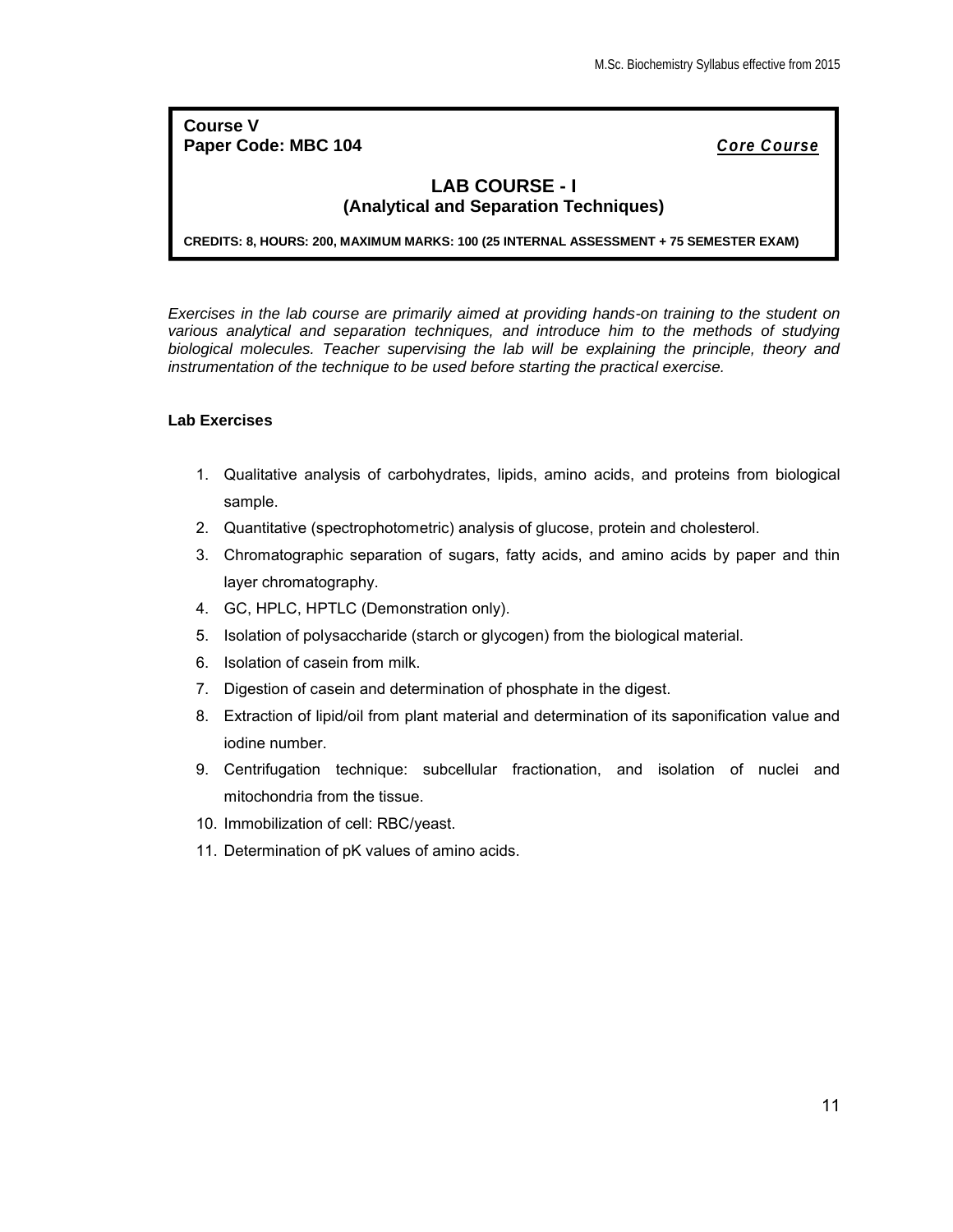**Course V**
**Paper Code: MBC 104** ***Core Course***

## LAB COURSE - I
### (Analytical and Separation Techniques)

**CREDITS: 8, HOURS: 200, MAXIMUM MARKS: 100 (25 INTERNAL ASSESSMENT + 75 SEMESTER EXAM)**

*Exercises in the lab course are primarily aimed at providing hands-on training to the student on various analytical and separation techniques, and introduce him to the methods of studying biological molecules. Teacher supervising the lab will be explaining the principle, theory and instrumentation of the technique to be used before starting the practical exercise.*

**Lab Exercises**

1. Qualitative analysis of carbohydrates, lipids, amino acids, and proteins from biological sample.
2. Quantitative (spectrophotometric) analysis of glucose, protein and cholesterol.
3. Chromatographic separation of sugars, fatty acids, and amino acids by paper and thin layer chromatography.
4. GC, HPLC, HPTLC (Demonstration only).
5. Isolation of polysaccharide (starch or glycogen) from the biological material.
6. Isolation of casein from milk.
7. Digestion of casein and determination of phosphate in the digest.
8. Extraction of lipid/oil from plant material and determination of its saponification value and iodine number.
9. Centrifugation technique: subcellular fractionation, and isolation of nuclei and mitochondria from the tissue.
10. Immobilization of cell: RBC/yeast.
11. Determination of pK values of amino acids.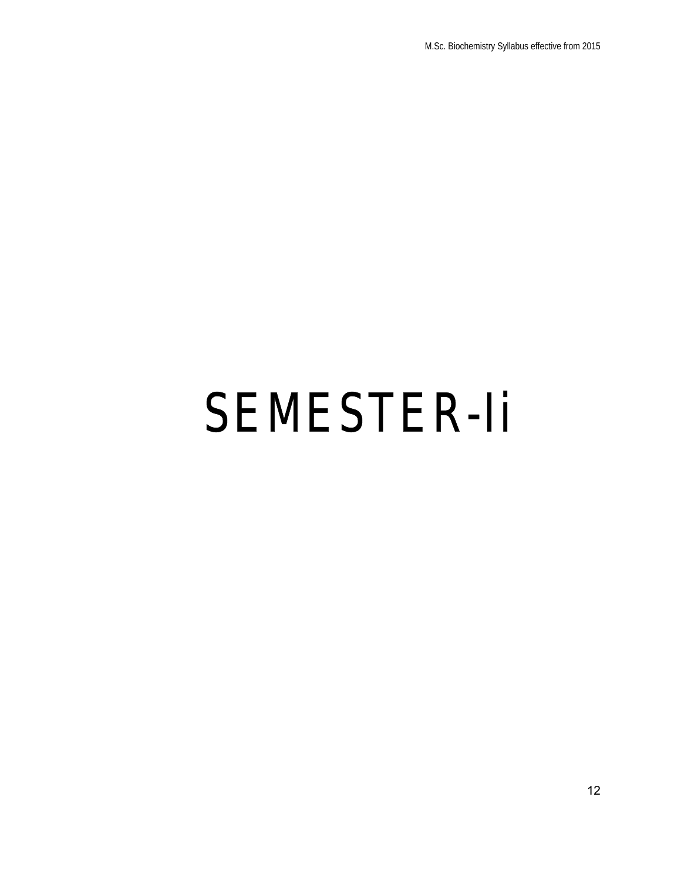# SEMESTER-Ii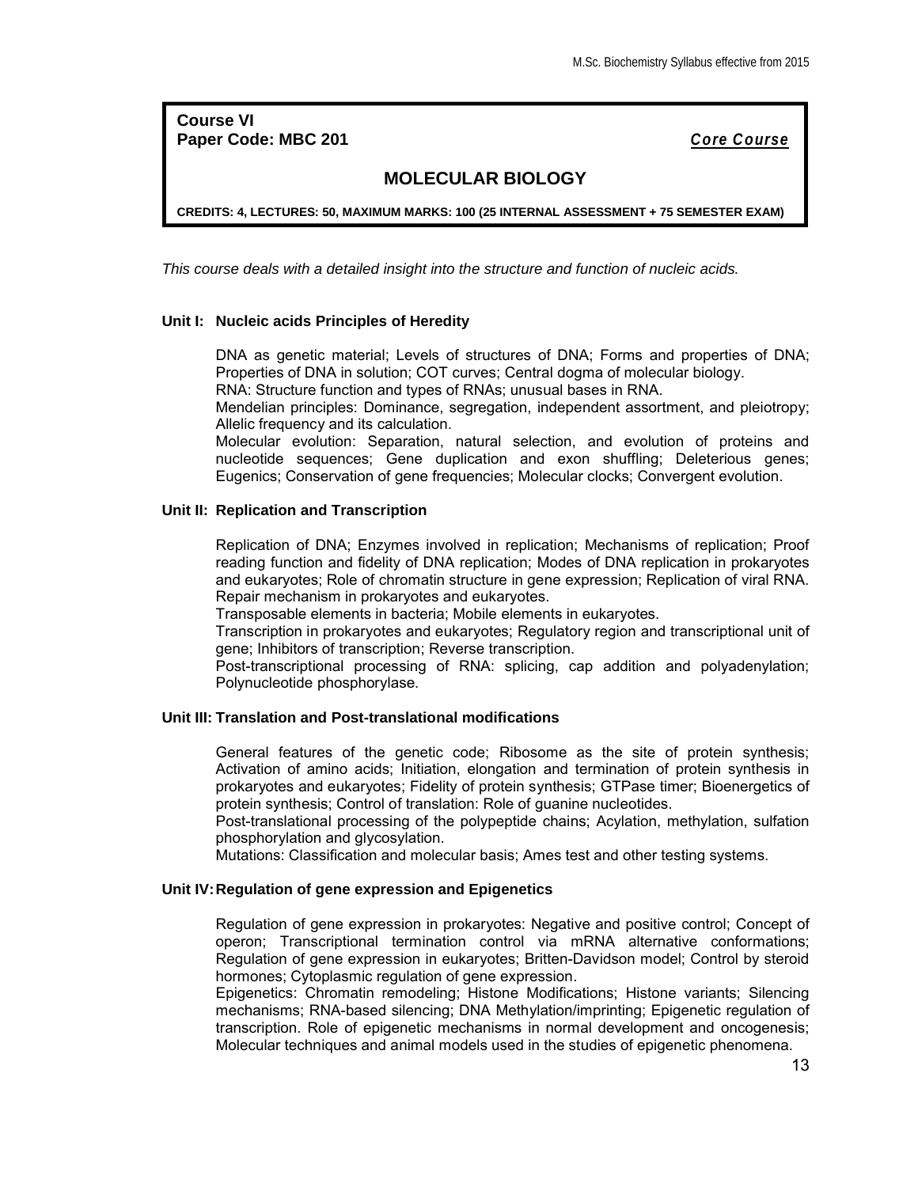**Course VI**
**Paper Code: MBC 201** ***Core Course***

## MOLECULAR BIOLOGY

**CREDITS: 4, LECTURES: 50, MAXIMUM MARKS: 100 (25 INTERNAL ASSESSMENT + 75 SEMESTER EXAM)**

*This course deals with a detailed insight into the structure and function of nucleic acids.*

### Unit I: Nucleic acids Principles of Heredity

DNA as genetic material; Levels of structures of DNA; Forms and properties of DNA; Properties of DNA in solution; COT curves; Central dogma of molecular biology.
RNA: Structure function and types of RNAs; unusual bases in RNA.
Mendelian principles: Dominance, segregation, independent assortment, and pleiotropy; Allelic frequency and its calculation.
Molecular evolution: Separation, natural selection, and evolution of proteins and nucleotide sequences; Gene duplication and exon shuffling; Deleterious genes; Eugenics; Conservation of gene frequencies; Molecular clocks; Convergent evolution.

### Unit II: Replication and Transcription

Replication of DNA; Enzymes involved in replication; Mechanisms of replication; Proof reading function and fidelity of DNA replication; Modes of DNA replication in prokaryotes and eukaryotes; Role of chromatin structure in gene expression; Replication of viral RNA. Repair mechanism in prokaryotes and eukaryotes.
Transposable elements in bacteria; Mobile elements in eukaryotes.
Transcription in prokaryotes and eukaryotes; Regulatory region and transcriptional unit of gene; Inhibitors of transcription; Reverse transcription.
Post-transcriptional processing of RNA: splicing, cap addition and polyadenylation; Polynucleotide phosphorylase.

### Unit III: Translation and Post-translational modifications

General features of the genetic code; Ribosome as the site of protein synthesis; Activation of amino acids; Initiation, elongation and termination of protein synthesis in prokaryotes and eukaryotes; Fidelity of protein synthesis; GTPase timer; Bioenergetics of protein synthesis; Control of translation: Role of guanine nucleotides.
Post-translational processing of the polypeptide chains; Acylation, methylation, sulfation phosphorylation and glycosylation.
Mutations: Classification and molecular basis; Ames test and other testing systems.

### Unit IV: Regulation of gene expression and Epigenetics

Regulation of gene expression in prokaryotes: Negative and positive control; Concept of operon; Transcriptional termination control via mRNA alternative conformations; Regulation of gene expression in eukaryotes; Britten-Davidson model; Control by steroid hormones; Cytoplasmic regulation of gene expression.
Epigenetics: Chromatin remodeling; Histone Modifications; Histone variants; Silencing mechanisms; RNA-based silencing; DNA Methylation/imprinting; Epigenetic regulation of transcription. Role of epigenetic mechanisms in normal development and oncogenesis; Molecular techniques and animal models used in the studies of epigenetic phenomena.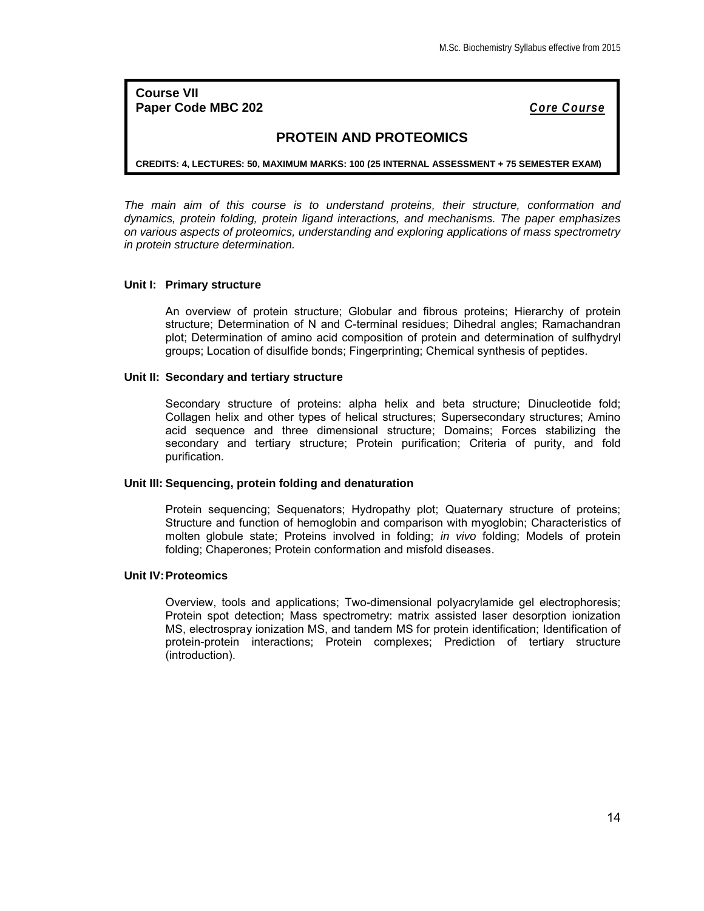**Course VII**
**Paper Code MBC 202** ***Core Course***

## PROTEIN AND PROTEOMICS

**CREDITS: 4, LECTURES: 50, MAXIMUM MARKS: 100 (25 INTERNAL ASSESSMENT + 75 SEMESTER EXAM)**

*The main aim of this course is to understand proteins, their structure, conformation and dynamics, protein folding, protein ligand interactions, and mechanisms. The paper emphasizes on various aspects of proteomics, understanding and exploring applications of mass spectrometry in protein structure determination.*

### Unit I: Primary structure

An overview of protein structure; Globular and fibrous proteins; Hierarchy of protein structure; Determination of N and C-terminal residues; Dihedral angles; Ramachandran plot; Determination of amino acid composition of protein and determination of sulfhydryl groups; Location of disulfide bonds; Fingerprinting; Chemical synthesis of peptides.

### Unit II: Secondary and tertiary structure

Secondary structure of proteins: alpha helix and beta structure; Dinucleotide fold; Collagen helix and other types of helical structures; Supersecondary structures; Amino acid sequence and three dimensional structure; Domains; Forces stabilizing the secondary and tertiary structure; Protein purification; Criteria of purity, and fold purification.

### Unit III: Sequencing, protein folding and denaturation

Protein sequencing; Sequenators; Hydropathy plot; Quaternary structure of proteins; Structure and function of hemoglobin and comparison with myoglobin; Characteristics of molten globule state; Proteins involved in folding; *in vivo* folding; Models of protein folding; Chaperones; Protein conformation and misfold diseases.

### Unit IV: Proteomics

Overview, tools and applications; Two-dimensional polyacrylamide gel electrophoresis; Protein spot detection; Mass spectrometry: matrix assisted laser desorption ionization MS, electrospray ionization MS, and tandem MS for protein identification; Identification of protein-protein interactions; Protein complexes; Prediction of tertiary structure (introduction).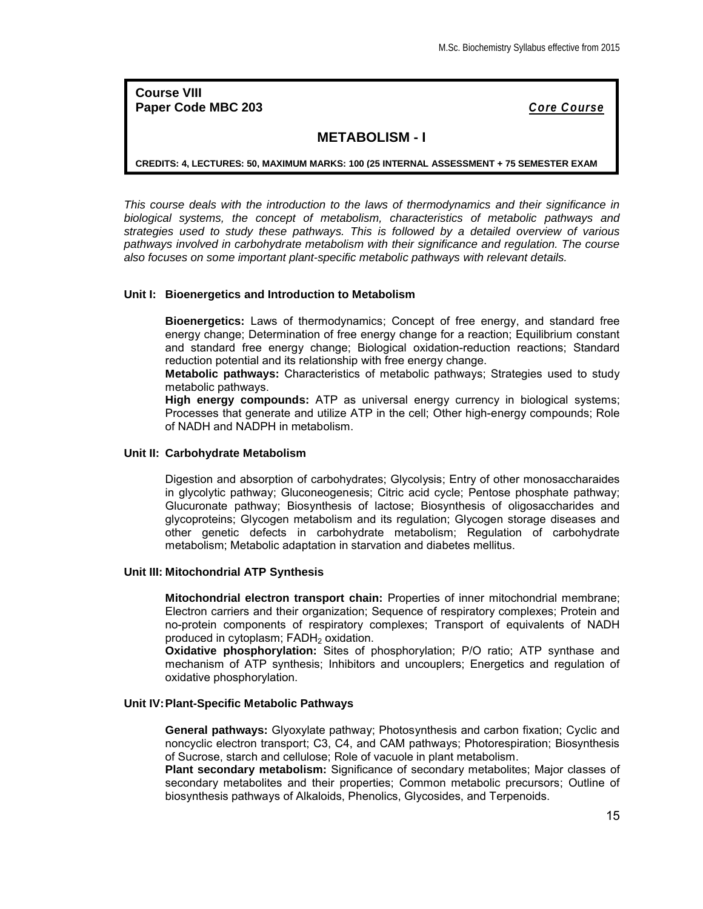**Course VIII**
**Paper Code MBC 203** ***Core Course***

## METABOLISM - I

**CREDITS: 4, LECTURES: 50, MAXIMUM MARKS: 100 (25 INTERNAL ASSESSMENT + 75 SEMESTER EXAM**

*This course deals with the introduction to the laws of thermodynamics and their significance in biological systems, the concept of metabolism, characteristics of metabolic pathways and strategies used to study these pathways. This is followed by a detailed overview of various pathways involved in carbohydrate metabolism with their significance and regulation. The course also focuses on some important plant-specific metabolic pathways with relevant details.*

### Unit I: Bioenergetics and Introduction to Metabolism

**Bioenergetics:** Laws of thermodynamics; Concept of free energy, and standard free energy change; Determination of free energy change for a reaction; Equilibrium constant and standard free energy change; Biological oxidation-reduction reactions; Standard reduction potential and its relationship with free energy change.

**Metabolic pathways:** Characteristics of metabolic pathways; Strategies used to study metabolic pathways.

**High energy compounds:** ATP as universal energy currency in biological systems; Processes that generate and utilize ATP in the cell; Other high-energy compounds; Role of NADH and NADPH in metabolism.

### Unit II: Carbohydrate Metabolism

Digestion and absorption of carbohydrates; Glycolysis; Entry of other monosaccharaides in glycolytic pathway; Gluconeogenesis; Citric acid cycle; Pentose phosphate pathway; Glucuronate pathway; Biosynthesis of lactose; Biosynthesis of oligosaccharides and glycoproteins; Glycogen metabolism and its regulation; Glycogen storage diseases and other genetic defects in carbohydrate metabolism; Regulation of carbohydrate metabolism; Metabolic adaptation in starvation and diabetes mellitus.

### Unit III: Mitochondrial ATP Synthesis

**Mitochondrial electron transport chain:** Properties of inner mitochondrial membrane; Electron carriers and their organization; Sequence of respiratory complexes; Protein and no-protein components of respiratory complexes; Transport of equivalents of NADH produced in cytoplasm; $FADH_2$ oxidation.

**Oxidative phosphorylation:** Sites of phosphorylation; P/O ratio; ATP synthase and mechanism of ATP synthesis; Inhibitors and uncouplers; Energetics and regulation of oxidative phosphorylation.

### Unit IV: Plant-Specific Metabolic Pathways

**General pathways:** Glyoxylate pathway; Photosynthesis and carbon fixation; Cyclic and noncyclic electron transport; C3, C4, and CAM pathways; Photorespiration; Biosynthesis of Sucrose, starch and cellulose; Role of vacuole in plant metabolism.

**Plant secondary metabolism:** Significance of secondary metabolites; Major classes of secondary metabolites and their properties; Common metabolic precursors; Outline of biosynthesis pathways of Alkaloids, Phenolics, Glycosides, and Terpenoids.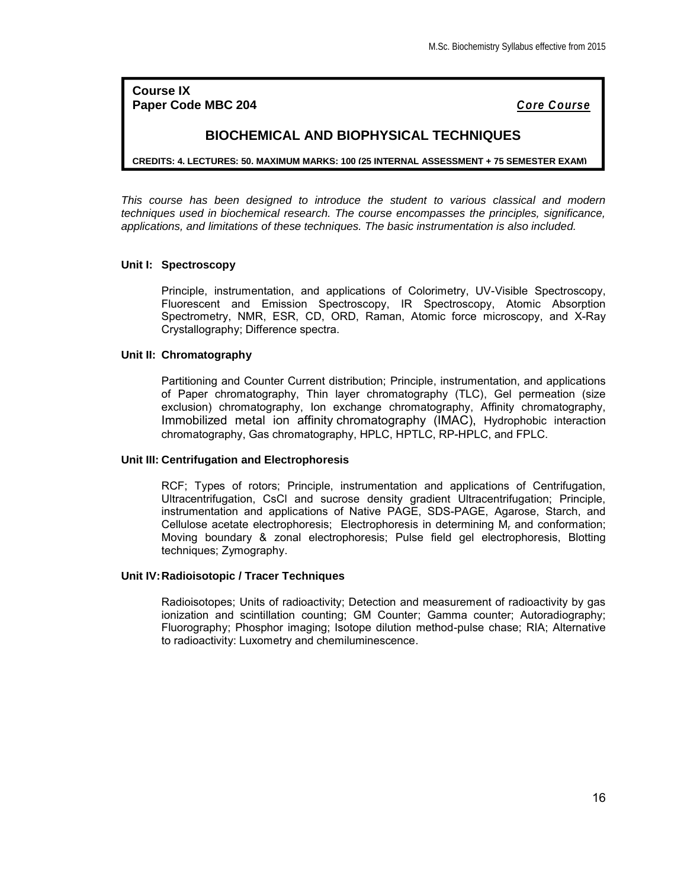**Course IX**
**Paper Code MBC 204** ***Core Course***

## BIOCHEMICAL AND BIOPHYSICAL TECHNIQUES

**CREDITS: 4. LECTURES: 50. MAXIMUM MARKS: 100 (25 INTERNAL ASSESSMENT + 75 SEMESTER EXAM)**

*This course has been designed to introduce the student to various classical and modern techniques used in biochemical research. The course encompasses the principles, significance, applications, and limitations of these techniques. The basic instrumentation is also included.*

### Unit I: Spectroscopy

Principle, instrumentation, and applications of Colorimetry, UV-Visible Spectroscopy, Fluorescent and Emission Spectroscopy, IR Spectroscopy, Atomic Absorption Spectrometry, NMR, ESR, CD, ORD, Raman, Atomic force microscopy, and X-Ray Crystallography; Difference spectra.

### Unit II: Chromatography

Partitioning and Counter Current distribution; Principle, instrumentation, and applications of Paper chromatography, Thin layer chromatography (TLC), Gel permeation (size exclusion) chromatography, Ion exchange chromatography, Affinity chromatography, Immobilized metal ion affinity chromatography (IMAC), Hydrophobic interaction chromatography, Gas chromatography, HPLC, HPTLC, RP-HPLC, and FPLC.

### Unit III: Centrifugation and Electrophoresis

RCF; Types of rotors; Principle, instrumentation and applications of Centrifugation, Ultracentrifugation, CsCl and sucrose density gradient Ultracentrifugation; Principle, instrumentation and applications of Native PAGE, SDS-PAGE, Agarose, Starch, and Cellulose acetate electrophoresis; Electrophoresis in determining $M_r$ and conformation; Moving boundary & zonal electrophoresis; Pulse field gel electrophoresis, Blotting techniques; Zymography.

### Unit IV: Radioisotopic / Tracer Techniques

Radioisotopes; Units of radioactivity; Detection and measurement of radioactivity by gas ionization and scintillation counting; GM Counter; Gamma counter; Autoradiography; Fluorography; Phosphor imaging; Isotope dilution method-pulse chase; RIA; Alternative to radioactivity: Luxometry and chemiluminescence.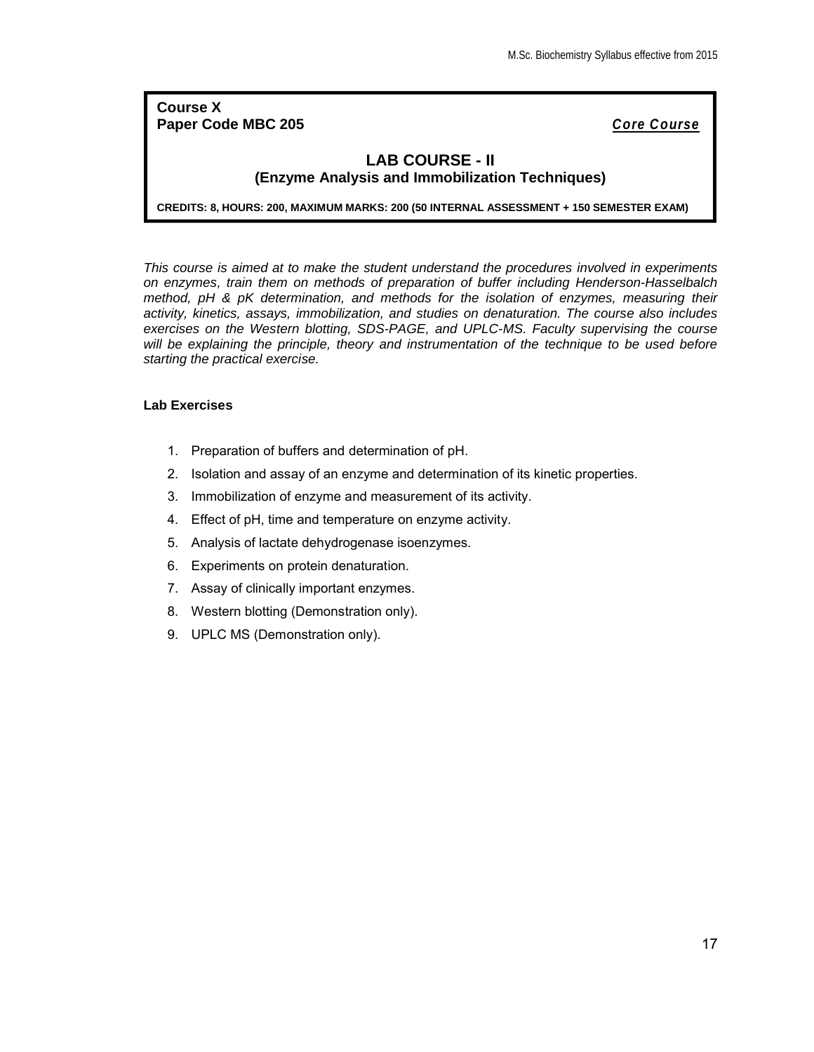**Course X**
**Paper Code MBC 205** ***Core Course***

## LAB COURSE - II
### (Enzyme Analysis and Immobilization Techniques)

**CREDITS: 8, HOURS: 200, MAXIMUM MARKS: 200 (50 INTERNAL ASSESSMENT + 150 SEMESTER EXAM)**

*This course is aimed at to make the student understand the procedures involved in experiments on enzymes, train them on methods of preparation of buffer including Henderson-Hasselbalch method, pH & pK determination, and methods for the isolation of enzymes, measuring their activity, kinetics, assays, immobilization, and studies on denaturation. The course also includes exercises on the Western blotting, SDS-PAGE, and UPLC-MS. Faculty supervising the course will be explaining the principle, theory and instrumentation of the technique to be used before starting the practical exercise.*

**Lab Exercises**

1. Preparation of buffers and determination of pH.
2. Isolation and assay of an enzyme and determination of its kinetic properties.
3. Immobilization of enzyme and measurement of its activity.
4. Effect of pH, time and temperature on enzyme activity.
5. Analysis of lactate dehydrogenase isoenzymes.
6. Experiments on protein denaturation.
7. Assay of clinically important enzymes.
8. Western blotting (Demonstration only).
9. UPLC MS (Demonstration only).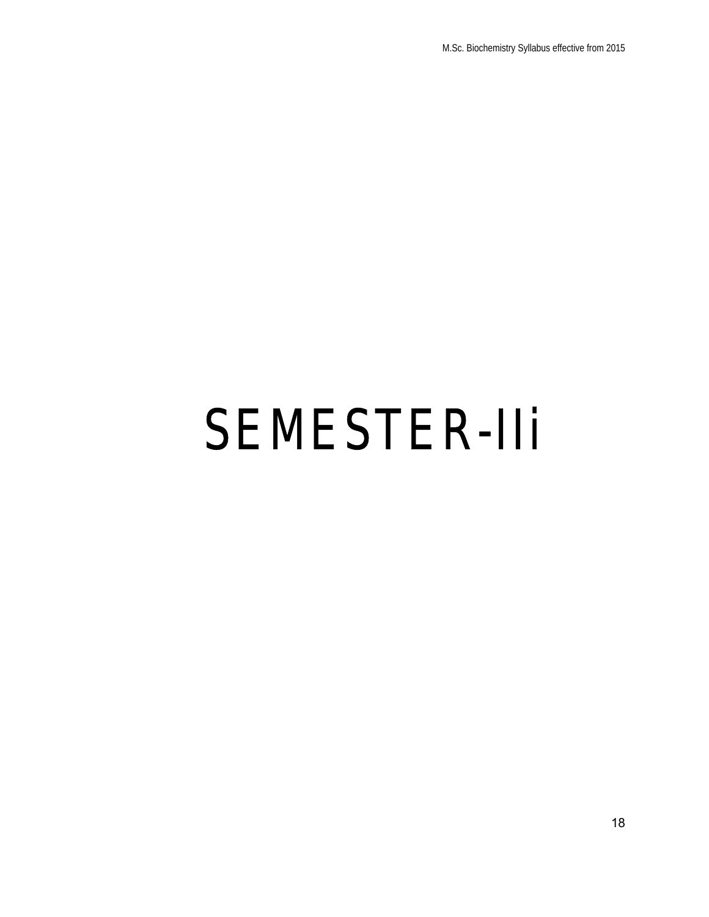# SEMESTER-IIi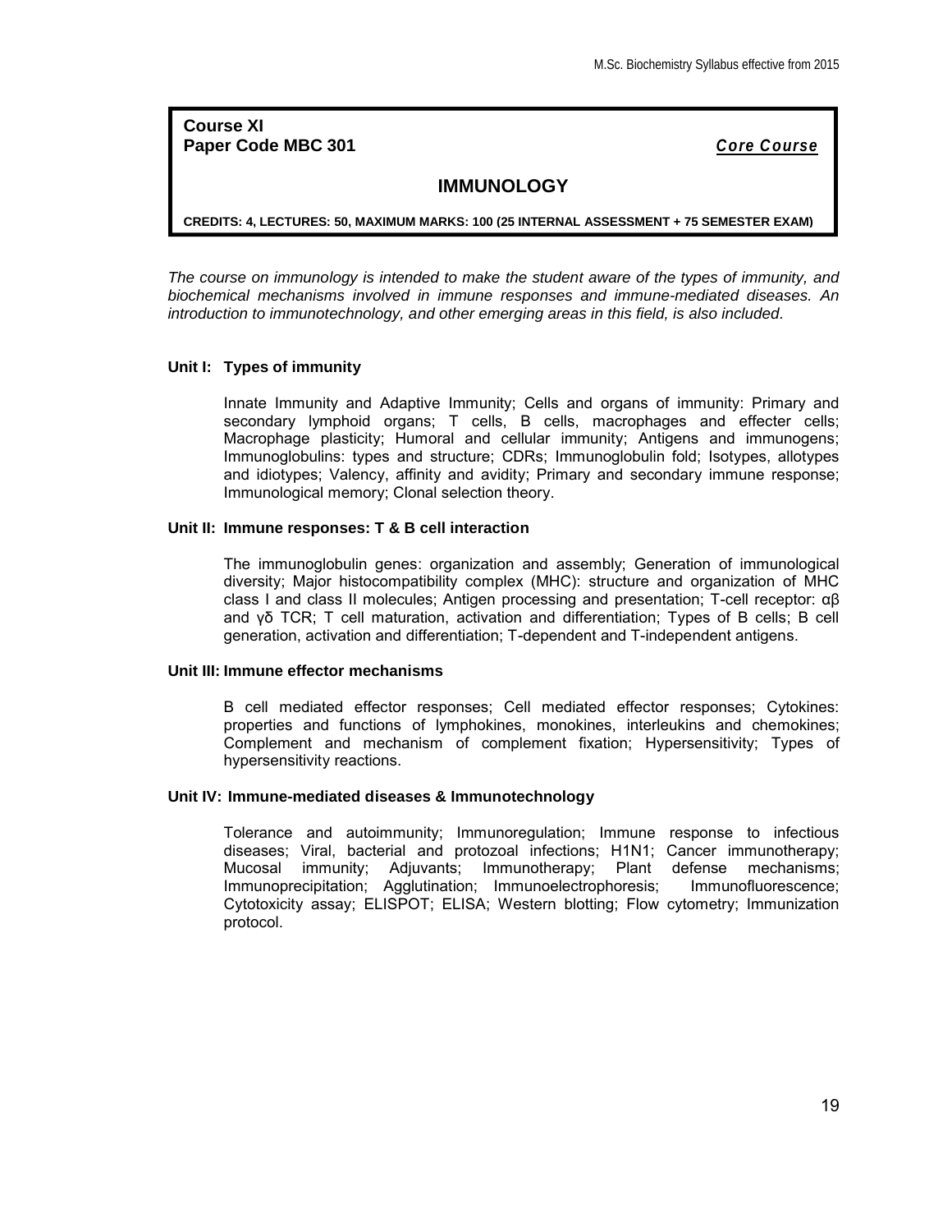**Course XI**
**Paper Code MBC 301** ***Core Course***

## IMMUNOLOGY

**CREDITS: 4, LECTURES: 50, MAXIMUM MARKS: 100 (25 INTERNAL ASSESSMENT + 75 SEMESTER EXAM)**

*The course on immunology is intended to make the student aware of the types of immunity, and biochemical mechanisms involved in immune responses and immune-mediated diseases. An introduction to immunotechnology, and other emerging areas in this field, is also included.*

### Unit I: Types of immunity

Innate Immunity and Adaptive Immunity; Cells and organs of immunity: Primary and secondary lymphoid organs; T cells, B cells, macrophages and effecter cells; Macrophage plasticity; Humoral and cellular immunity; Antigens and immunogens; Immunoglobulins: types and structure; CDRs; Immunoglobulin fold; Isotypes, allotypes and idiotypes; Valency, affinity and avidity; Primary and secondary immune response; Immunological memory; Clonal selection theory.

### Unit II: Immune responses: T & B cell interaction

The immunoglobulin genes: organization and assembly; Generation of immunological diversity; Major histocompatibility complex (MHC): structure and organization of MHC class I and class II molecules; Antigen processing and presentation; T-cell receptor: αβ and γδ TCR; T cell maturation, activation and differentiation; Types of B cells; B cell generation, activation and differentiation; T-dependent and T-independent antigens.

### Unit III: Immune effector mechanisms

B cell mediated effector responses; Cell mediated effector responses; Cytokines: properties and functions of lymphokines, monokines, interleukins and chemokines; Complement and mechanism of complement fixation; Hypersensitivity; Types of hypersensitivity reactions.

### Unit IV: Immune-mediated diseases & Immunotechnology

Tolerance and autoimmunity; Immunoregulation; Immune response to infectious diseases; Viral, bacterial and protozoal infections; H1N1; Cancer immunotherapy; Mucosal immunity; Adjuvants; Immunotherapy; Plant defense mechanisms; Immunoprecipitation; Agglutination; Immunoelectrophoresis; Immunofluorescence; Cytotoxicity assay; ELISPOT; ELISA; Western blotting; Flow cytometry; Immunization protocol.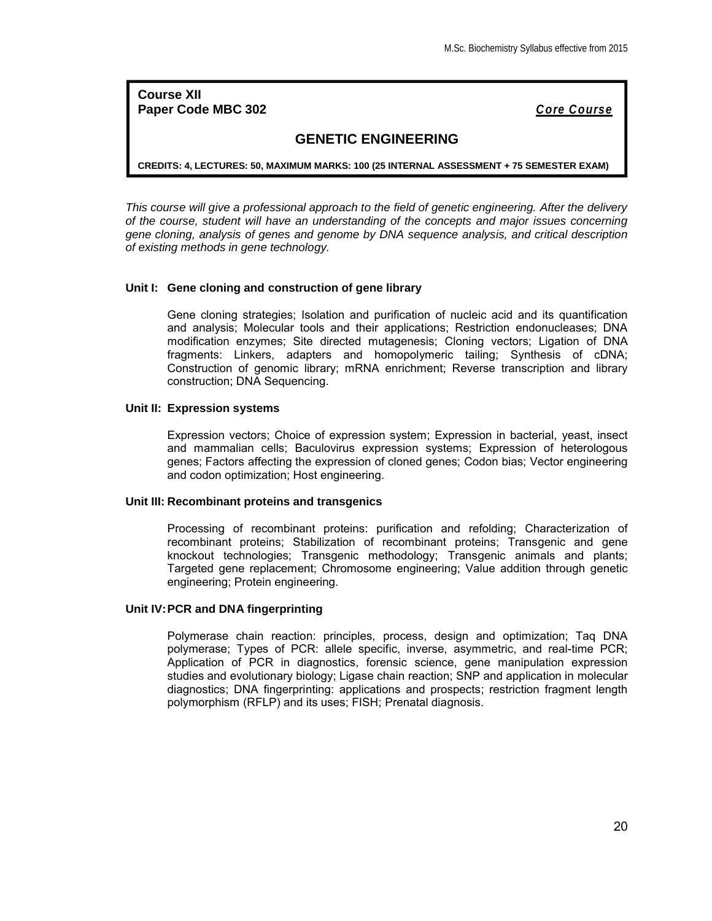**Course XII**
**Paper Code MBC 302** ***Core Course***

## GENETIC ENGINEERING

**CREDITS: 4, LECTURES: 50, MAXIMUM MARKS: 100 (25 INTERNAL ASSESSMENT + 75 SEMESTER EXAM)**

*This course will give a professional approach to the field of genetic engineering. After the delivery of the course, student will have an understanding of the concepts and major issues concerning gene cloning, analysis of genes and genome by DNA sequence analysis, and critical description of existing methods in gene technology.*

### Unit I: Gene cloning and construction of gene library

Gene cloning strategies; Isolation and purification of nucleic acid and its quantification and analysis; Molecular tools and their applications; Restriction endonucleases; DNA modification enzymes; Site directed mutagenesis; Cloning vectors; Ligation of DNA fragments: Linkers, adapters and homopolymeric tailing; Synthesis of cDNA; Construction of genomic library; mRNA enrichment; Reverse transcription and library construction; DNA Sequencing.

### Unit II: Expression systems

Expression vectors; Choice of expression system; Expression in bacterial, yeast, insect and mammalian cells; Baculovirus expression systems; Expression of heterologous genes; Factors affecting the expression of cloned genes; Codon bias; Vector engineering and codon optimization; Host engineering.

### Unit III: Recombinant proteins and transgenics

Processing of recombinant proteins: purification and refolding; Characterization of recombinant proteins; Stabilization of recombinant proteins; Transgenic and gene knockout technologies; Transgenic methodology; Transgenic animals and plants; Targeted gene replacement; Chromosome engineering; Value addition through genetic engineering; Protein engineering.

### Unit IV: PCR and DNA fingerprinting

Polymerase chain reaction: principles, process, design and optimization; Taq DNA polymerase; Types of PCR: allele specific, inverse, asymmetric, and real-time PCR; Application of PCR in diagnostics, forensic science, gene manipulation expression studies and evolutionary biology; Ligase chain reaction; SNP and application in molecular diagnostics; DNA fingerprinting: applications and prospects; restriction fragment length polymorphism (RFLP) and its uses; FISH; Prenatal diagnosis.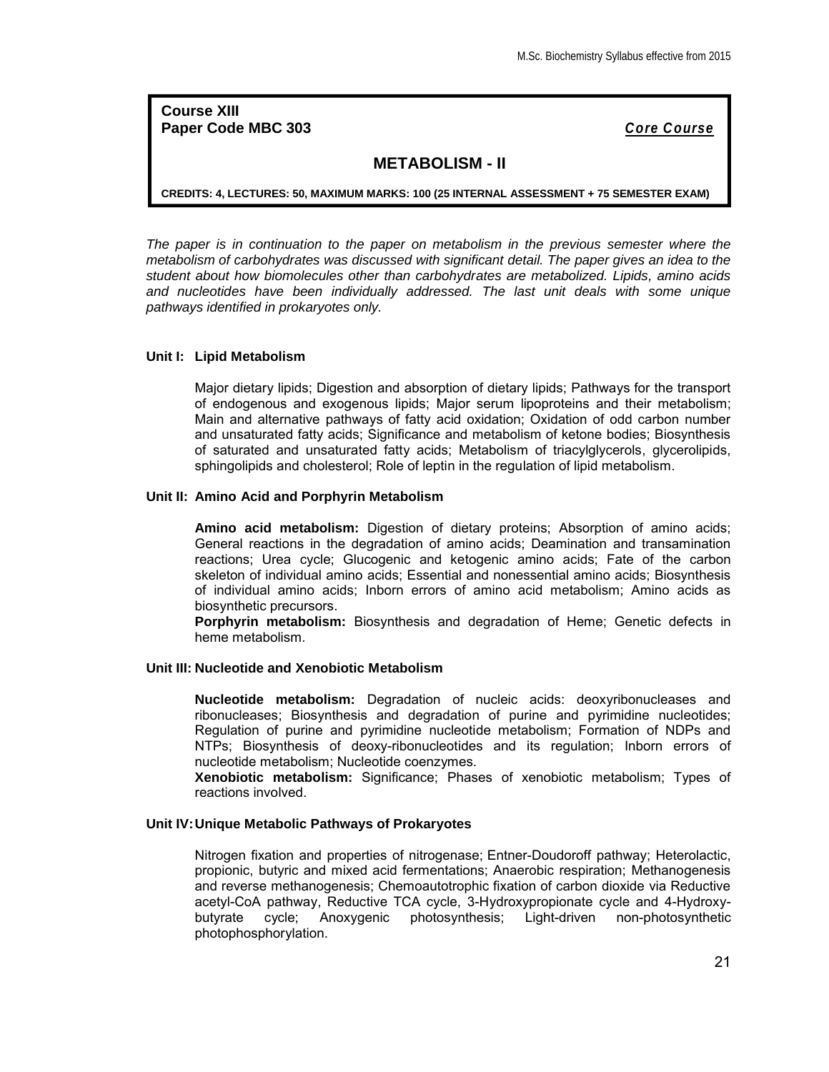**Course XIII**
**Paper Code MBC 303** ***Core Course***

## METABOLISM - II

**CREDITS: 4, LECTURES: 50, MAXIMUM MARKS: 100 (25 INTERNAL ASSESSMENT + 75 SEMESTER EXAM)**

*The paper is in continuation to the paper on metabolism in the previous semester where the metabolism of carbohydrates was discussed with significant detail. The paper gives an idea to the student about how biomolecules other than carbohydrates are metabolized. Lipids, amino acids and nucleotides have been individually addressed. The last unit deals with some unique pathways identified in prokaryotes only.*

### Unit I: Lipid Metabolism

Major dietary lipids; Digestion and absorption of dietary lipids; Pathways for the transport of endogenous and exogenous lipids; Major serum lipoproteins and their metabolism; Main and alternative pathways of fatty acid oxidation; Oxidation of odd carbon number and unsaturated fatty acids; Significance and metabolism of ketone bodies; Biosynthesis of saturated and unsaturated fatty acids; Metabolism of triacylglycerols, glycerolipids, sphingolipids and cholesterol; Role of leptin in the regulation of lipid metabolism.

### Unit II: Amino Acid and Porphyrin Metabolism

**Amino acid metabolism:** Digestion of dietary proteins; Absorption of amino acids; General reactions in the degradation of amino acids; Deamination and transamination reactions; Urea cycle; Glucogenic and ketogenic amino acids; Fate of the carbon skeleton of individual amino acids; Essential and nonessential amino acids; Biosynthesis of individual amino acids; Inborn errors of amino acid metabolism; Amino acids as biosynthetic precursors.

**Porphyrin metabolism:** Biosynthesis and degradation of Heme; Genetic defects in heme metabolism.

### Unit III: Nucleotide and Xenobiotic Metabolism

**Nucleotide metabolism:** Degradation of nucleic acids: deoxyribonucleases and ribonucleases; Biosynthesis and degradation of purine and pyrimidine nucleotides; Regulation of purine and pyrimidine nucleotide metabolism; Formation of NDPs and NTPs; Biosynthesis of deoxy-ribonucleotides and its regulation; Inborn errors of nucleotide metabolism; Nucleotide coenzymes.

**Xenobiotic metabolism:** Significance; Phases of xenobiotic metabolism; Types of reactions involved.

### Unit IV: Unique Metabolic Pathways of Prokaryotes

Nitrogen fixation and properties of nitrogenase; Entner-Doudoroff pathway; Heterolactic, propionic, butyric and mixed acid fermentations; Anaerobic respiration; Methanogenesis and reverse methanogenesis; Chemoautotrophic fixation of carbon dioxide via Reductive acetyl-CoA pathway, Reductive TCA cycle, 3-Hydroxypropionate cycle and 4-Hydroxybutyrate cycle; Anoxygenic photosynthesis; Light-driven non-photosynthetic photophosphorylation.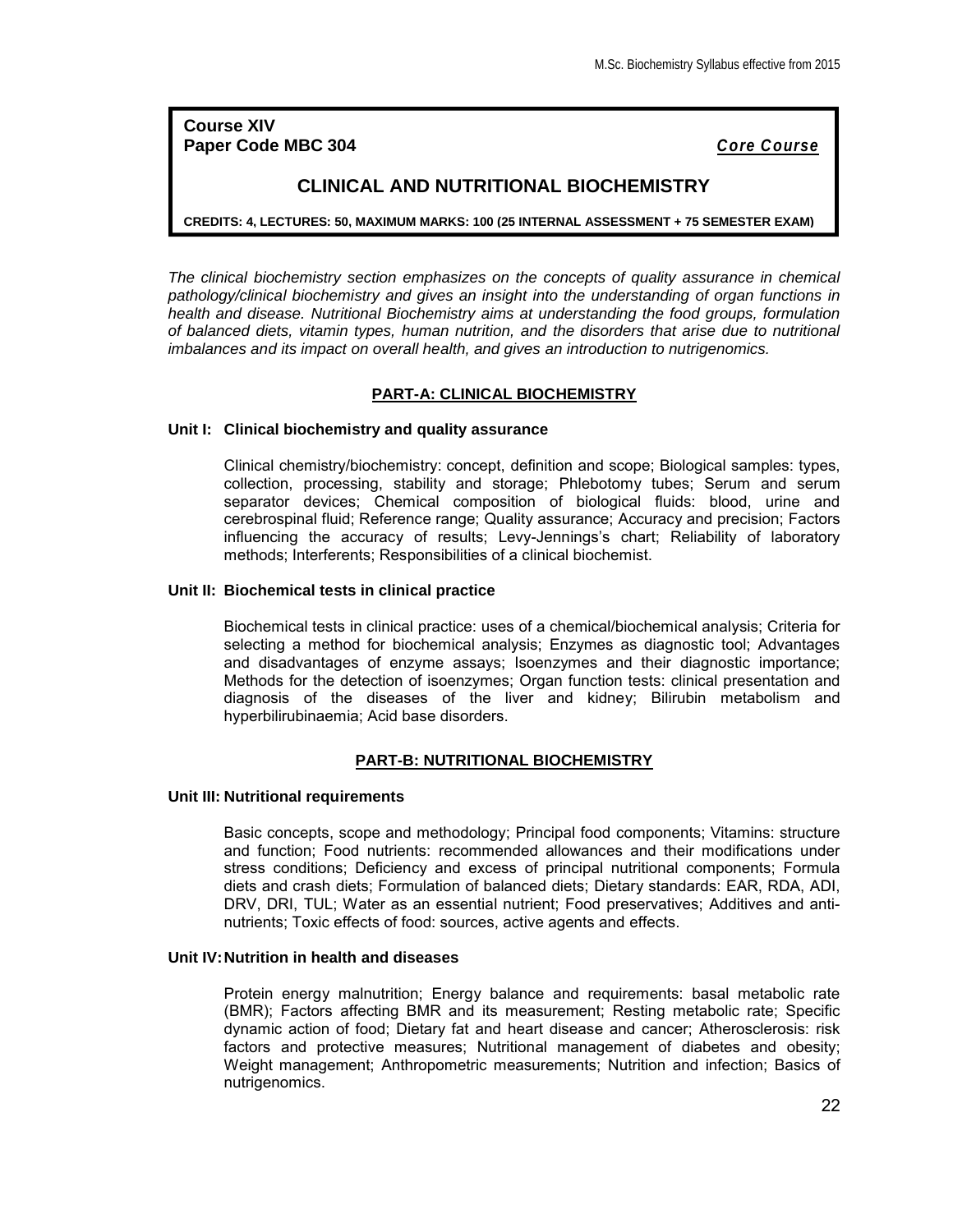**Course XIV**
**Paper Code MBC 304** ***Core Course***

## CLINICAL AND NUTRITIONAL BIOCHEMISTRY

**CREDITS: 4, LECTURES: 50, MAXIMUM MARKS: 100 (25 INTERNAL ASSESSMENT + 75 SEMESTER EXAM)**

*The clinical biochemistry section emphasizes on the concepts of quality assurance in chemical pathology/clinical biochemistry and gives an insight into the understanding of organ functions in health and disease. Nutritional Biochemistry aims at understanding the food groups, formulation of balanced diets, vitamin types, human nutrition, and the disorders that arise due to nutritional imbalances and its impact on overall health, and gives an introduction to nutrigenomics.*

### PART-A: CLINICAL BIOCHEMISTRY

#### Unit I: Clinical biochemistry and quality assurance

Clinical chemistry/biochemistry: concept, definition and scope; Biological samples: types, collection, processing, stability and storage; Phlebotomy tubes; Serum and serum separator devices; Chemical composition of biological fluids: blood, urine and cerebrospinal fluid; Reference range; Quality assurance; Accuracy and precision; Factors influencing the accuracy of results; Levy-Jennings's chart; Reliability of laboratory methods; Interferents; Responsibilities of a clinical biochemist.

#### Unit II: Biochemical tests in clinical practice

Biochemical tests in clinical practice: uses of a chemical/biochemical analysis; Criteria for selecting a method for biochemical analysis; Enzymes as diagnostic tool; Advantages and disadvantages of enzyme assays; Isoenzymes and their diagnostic importance; Methods for the detection of isoenzymes; Organ function tests: clinical presentation and diagnosis of the diseases of the liver and kidney; Bilirubin metabolism and hyperbilirubinaemia; Acid base disorders.

### PART-B: NUTRITIONAL BIOCHEMISTRY

#### Unit III: Nutritional requirements

Basic concepts, scope and methodology; Principal food components; Vitamins: structure and function; Food nutrients: recommended allowances and their modifications under stress conditions; Deficiency and excess of principal nutritional components; Formula diets and crash diets; Formulation of balanced diets; Dietary standards: EAR, RDA, ADI, DRV, DRI, TUL; Water as an essential nutrient; Food preservatives; Additives and anti-nutrients; Toxic effects of food: sources, active agents and effects.

#### Unit IV: Nutrition in health and diseases

Protein energy malnutrition; Energy balance and requirements: basal metabolic rate (BMR); Factors affecting BMR and its measurement; Resting metabolic rate; Specific dynamic action of food; Dietary fat and heart disease and cancer; Atherosclerosis: risk factors and protective measures; Nutritional management of diabetes and obesity; Weight management; Anthropometric measurements; Nutrition and infection; Basics of nutrigenomics.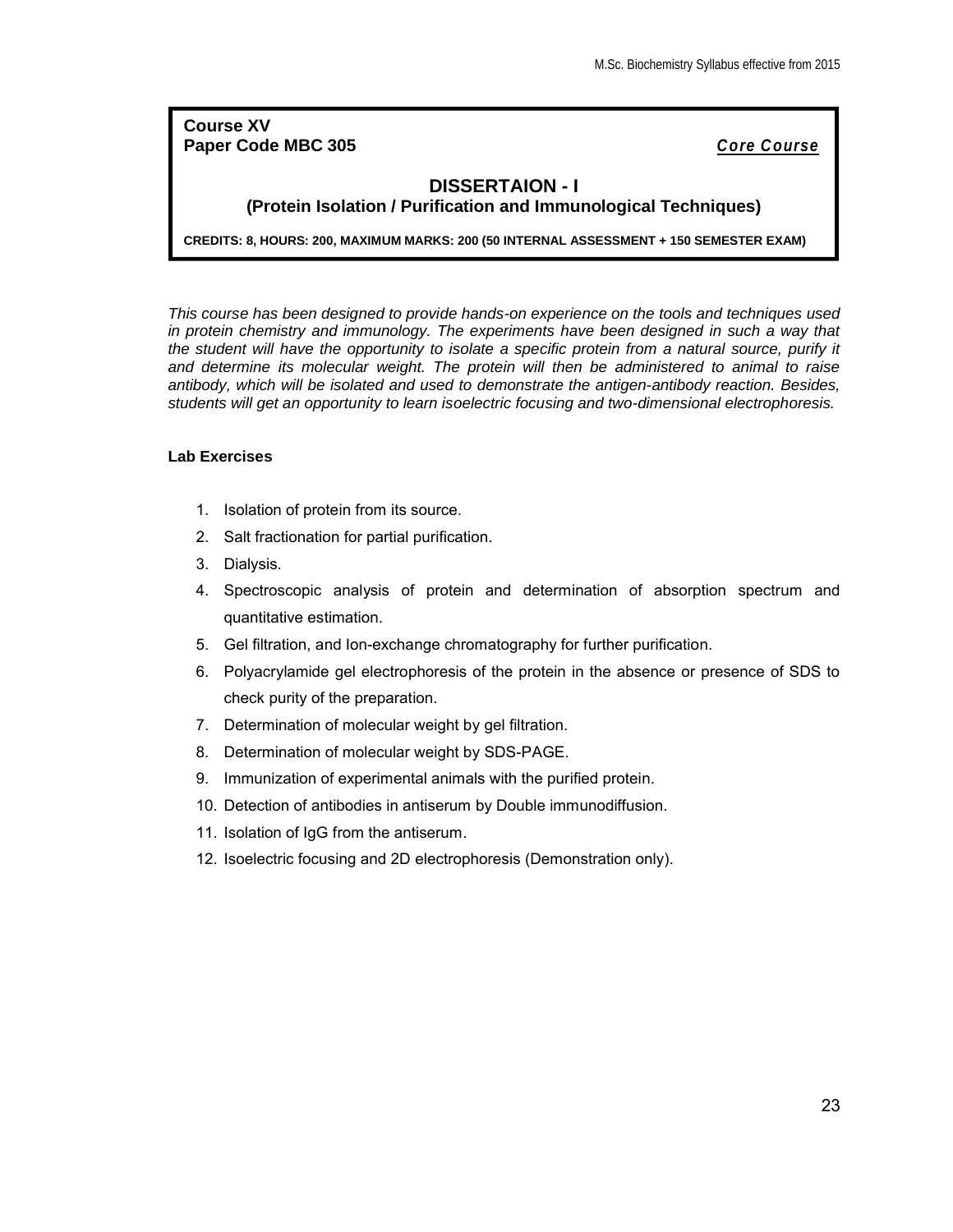**Course XV**
**Paper Code MBC 305** ***Core Course***

## DISSERTAION - I
### (Protein Isolation / Purification and Immunological Techniques)

**CREDITS: 8, HOURS: 200, MAXIMUM MARKS: 200 (50 INTERNAL ASSESSMENT + 150 SEMESTER EXAM)**

*This course has been designed to provide hands-on experience on the tools and techniques used in protein chemistry and immunology. The experiments have been designed in such a way that the student will have the opportunity to isolate a specific protein from a natural source, purify it and determine its molecular weight. The protein will then be administered to animal to raise antibody, which will be isolated and used to demonstrate the antigen-antibody reaction. Besides, students will get an opportunity to learn isoelectric focusing and two-dimensional electrophoresis.*

**Lab Exercises**

1. Isolation of protein from its source.
2. Salt fractionation for partial purification.
3. Dialysis.
4. Spectroscopic analysis of protein and determination of absorption spectrum and quantitative estimation.
5. Gel filtration, and Ion-exchange chromatography for further purification.
6. Polyacrylamide gel electrophoresis of the protein in the absence or presence of SDS to check purity of the preparation.
7. Determination of molecular weight by gel filtration.
8. Determination of molecular weight by SDS-PAGE.
9. Immunization of experimental animals with the purified protein.
10. Detection of antibodies in antiserum by Double immunodiffusion.
11. Isolation of IgG from the antiserum.
12. Isoelectric focusing and 2D electrophoresis (Demonstration only).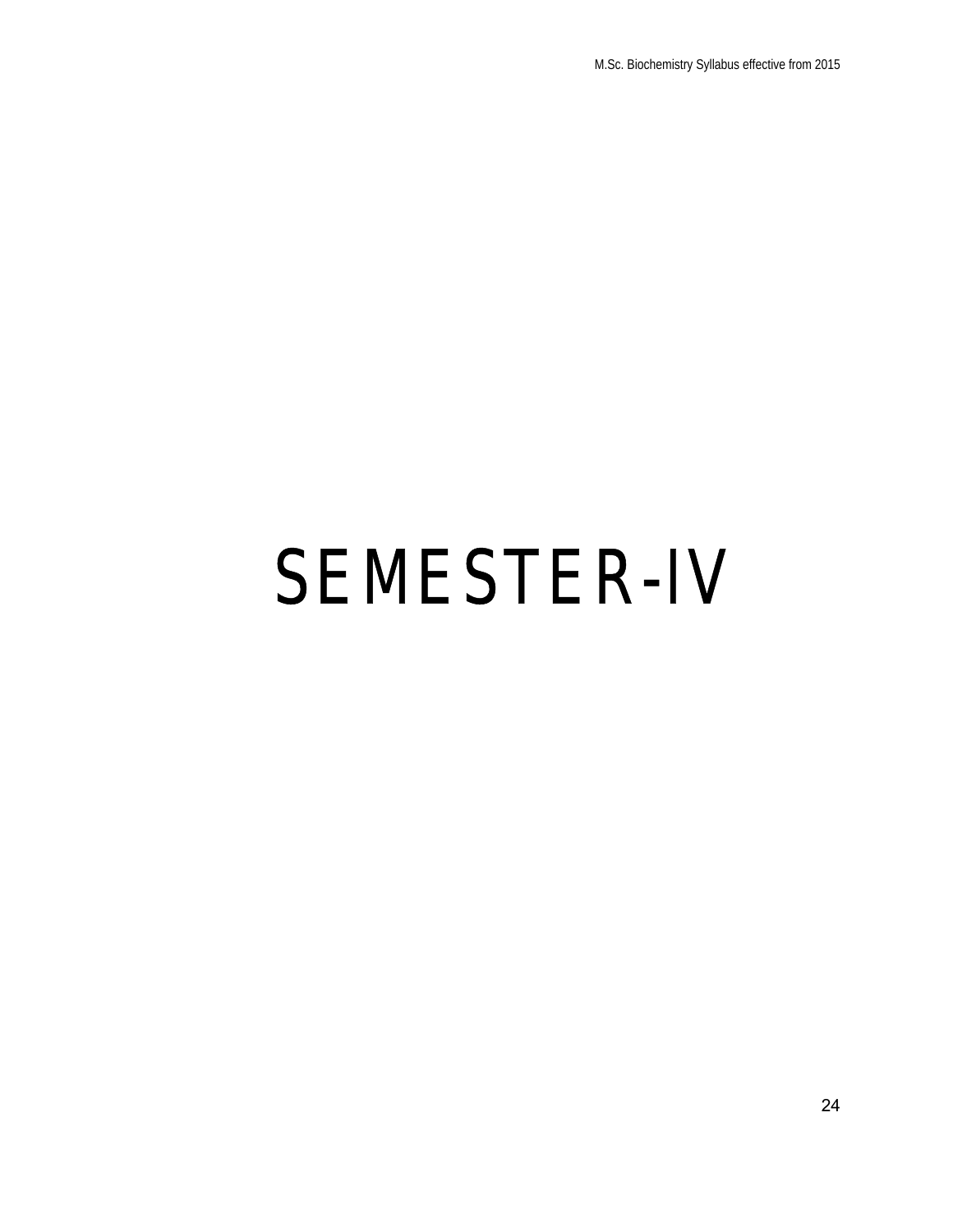# SEMESTER-IV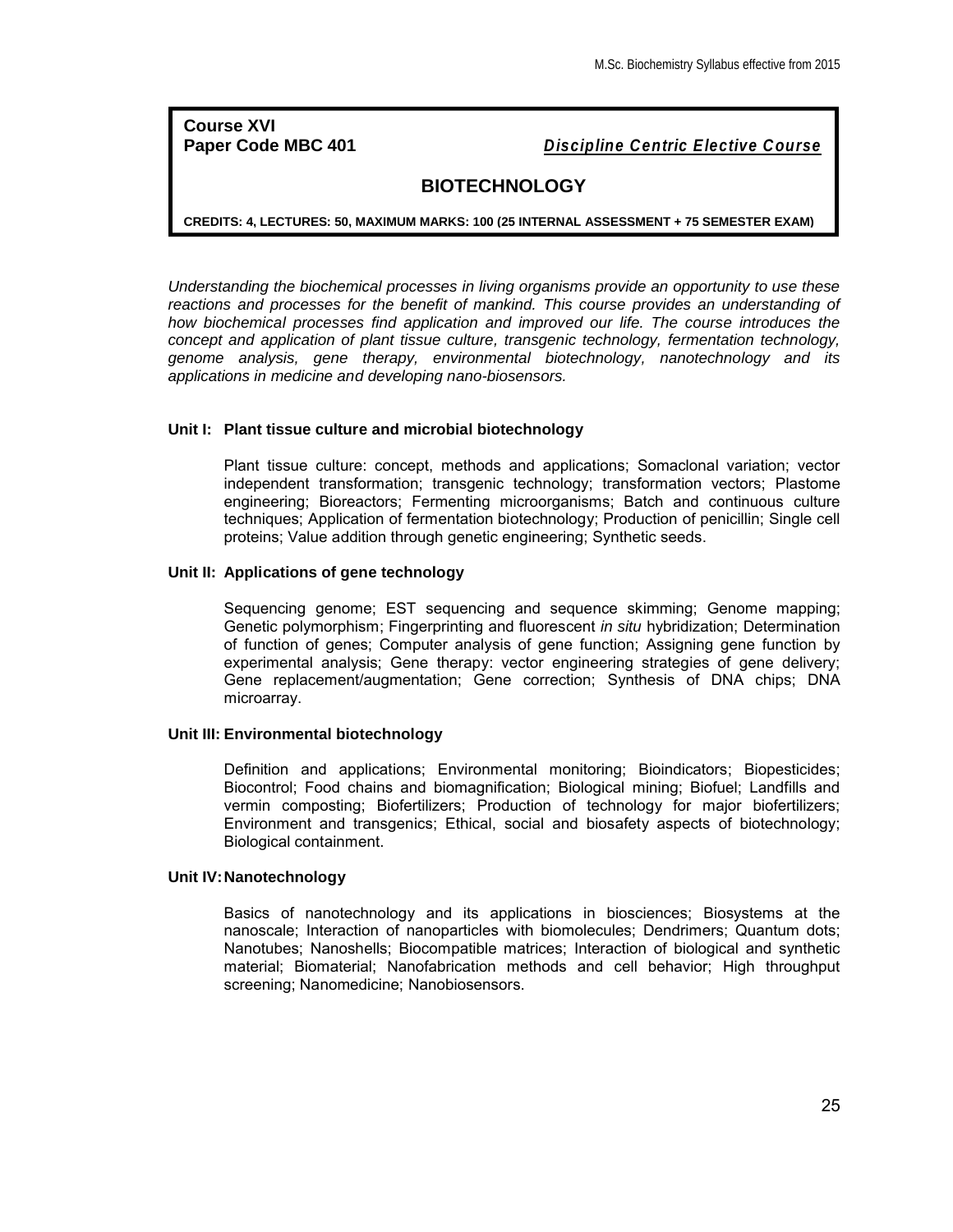**Course XVI**
**Paper Code MBC 401** ***Discipline Centric Elective Course***

## BIOTECHNOLOGY

**CREDITS: 4, LECTURES: 50, MAXIMUM MARKS: 100 (25 INTERNAL ASSESSMENT + 75 SEMESTER EXAM)**

*Understanding the biochemical processes in living organisms provide an opportunity to use these reactions and processes for the benefit of mankind. This course provides an understanding of how biochemical processes find application and improved our life. The course introduces the concept and application of plant tissue culture, transgenic technology, fermentation technology, genome analysis, gene therapy, environmental biotechnology, nanotechnology and its applications in medicine and developing nano-biosensors.*

### Unit I: Plant tissue culture and microbial biotechnology

Plant tissue culture: concept, methods and applications; Somaclonal variation; vector independent transformation; transgenic technology; transformation vectors; Plastome engineering; Bioreactors; Fermenting microorganisms; Batch and continuous culture techniques; Application of fermentation biotechnology; Production of penicillin; Single cell proteins; Value addition through genetic engineering; Synthetic seeds.

### Unit II: Applications of gene technology

Sequencing genome; EST sequencing and sequence skimming; Genome mapping; Genetic polymorphism; Fingerprinting and fluorescent *in situ* hybridization; Determination of function of genes; Computer analysis of gene function; Assigning gene function by experimental analysis; Gene therapy: vector engineering strategies of gene delivery; Gene replacement/augmentation; Gene correction; Synthesis of DNA chips; DNA microarray.

### Unit III: Environmental biotechnology

Definition and applications; Environmental monitoring; Bioindicators; Biopesticides; Biocontrol; Food chains and biomagnification; Biological mining; Biofuel; Landfills and vermin composting; Biofertilizers; Production of technology for major biofertilizers; Environment and transgenics; Ethical, social and biosafety aspects of biotechnology; Biological containment.

### Unit IV: Nanotechnology

Basics of nanotechnology and its applications in biosciences; Biosystems at the nanoscale; Interaction of nanoparticles with biomolecules; Dendrimers; Quantum dots; Nanotubes; Nanoshells; Biocompatible matrices; Interaction of biological and synthetic material; Biomaterial; Nanofabrication methods and cell behavior; High throughput screening; Nanomedicine; Nanobiosensors.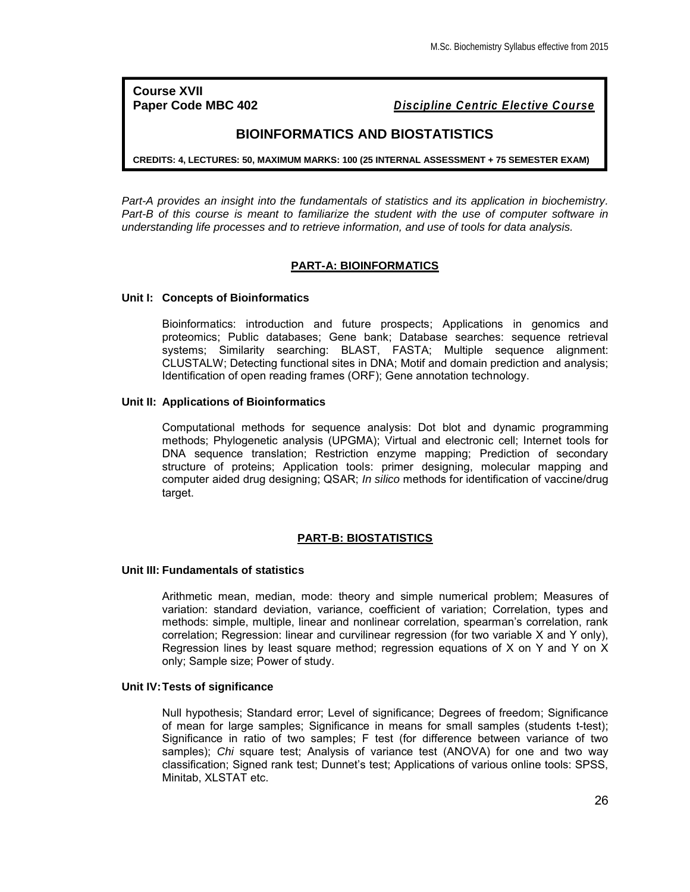**Course XVII**
**Paper Code MBC 402** ***Discipline Centric Elective Course***

## BIOINFORMATICS AND BIOSTATISTICS

**CREDITS: 4, LECTURES: 50, MAXIMUM MARKS: 100 (25 INTERNAL ASSESSMENT + 75 SEMESTER EXAM)**

*Part-A provides an insight into the fundamentals of statistics and its application in biochemistry. Part-B of this course is meant to familiarize the student with the use of computer software in understanding life processes and to retrieve information, and use of tools for data analysis.*

### PART-A: BIOINFORMATICS

**Unit I: Concepts of Bioinformatics**

Bioinformatics: introduction and future prospects; Applications in genomics and proteomics; Public databases; Gene bank; Database searches: sequence retrieval systems; Similarity searching: BLAST, FASTA; Multiple sequence alignment: CLUSTALW; Detecting functional sites in DNA; Motif and domain prediction and analysis; Identification of open reading frames (ORF); Gene annotation technology.

**Unit II: Applications of Bioinformatics**

Computational methods for sequence analysis: Dot blot and dynamic programming methods; Phylogenetic analysis (UPGMA); Virtual and electronic cell; Internet tools for DNA sequence translation; Restriction enzyme mapping; Prediction of secondary structure of proteins; Application tools: primer designing, molecular mapping and computer aided drug designing; QSAR; *In silico* methods for identification of vaccine/drug target.

### PART-B: BIOSTATISTICS

**Unit III: Fundamentals of statistics**

Arithmetic mean, median, mode: theory and simple numerical problem; Measures of variation: standard deviation, variance, coefficient of variation; Correlation, types and methods: simple, multiple, linear and nonlinear correlation, spearman's correlation, rank correlation; Regression: linear and curvilinear regression (for two variable X and Y only), Regression lines by least square method; regression equations of X on Y and Y on X only; Sample size; Power of study.

**Unit IV: Tests of significance**

Null hypothesis; Standard error; Level of significance; Degrees of freedom; Significance of mean for large samples; Significance in means for small samples (students t-test); Significance in ratio of two samples; F test (for difference between variance of two samples); *Chi* square test; Analysis of variance test (ANOVA) for one and two way classification; Signed rank test; Dunnet's test; Applications of various online tools: SPSS, Minitab, XLSTAT etc.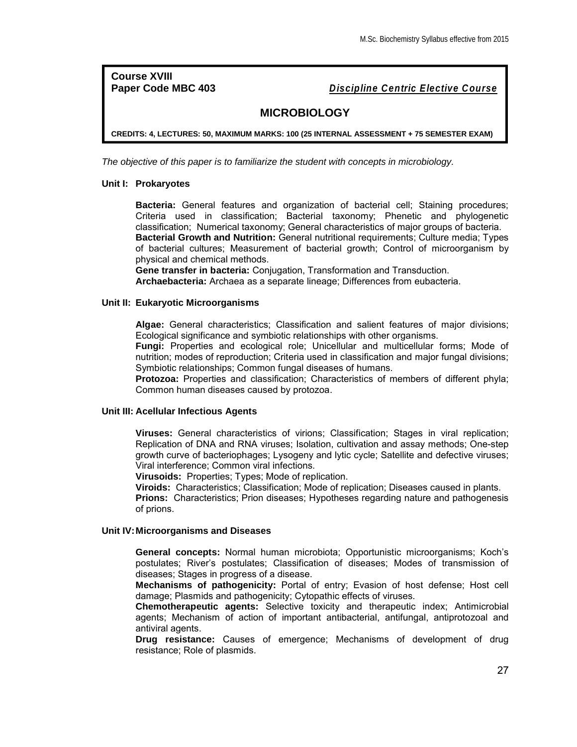**Course XVIII**
**Paper Code MBC 403** ***Discipline Centric Elective Course***

## MICROBIOLOGY

**CREDITS: 4, LECTURES: 50, MAXIMUM MARKS: 100 (25 INTERNAL ASSESSMENT + 75 SEMESTER EXAM)**

*The objective of this paper is to familiarize the student with concepts in microbiology.*

### Unit I: Prokaryotes

**Bacteria:** General features and organization of bacterial cell; Staining procedures; Criteria used in classification; Bacterial taxonomy; Phenetic and phylogenetic classification; Numerical taxonomy; General characteristics of major groups of bacteria.
**Bacterial Growth and Nutrition:** General nutritional requirements; Culture media; Types of bacterial cultures; Measurement of bacterial growth; Control of microorganism by physical and chemical methods.
**Gene transfer in bacteria:** Conjugation, Transformation and Transduction.
**Archaebacteria:** Archaea as a separate lineage; Differences from eubacteria.

### Unit II: Eukaryotic Microorganisms

**Algae:** General characteristics; Classification and salient features of major divisions; Ecological significance and symbiotic relationships with other organisms.
**Fungi:** Properties and ecological role; Unicellular and multicellular forms; Mode of nutrition; modes of reproduction; Criteria used in classification and major fungal divisions; Symbiotic relationships; Common fungal diseases of humans.
**Protozoa:** Properties and classification; Characteristics of members of different phyla; Common human diseases caused by protozoa.

### Unit III: Acellular Infectious Agents

**Viruses:** General characteristics of virions; Classification; Stages in viral replication; Replication of DNA and RNA viruses; Isolation, cultivation and assay methods; One-step growth curve of bacteriophages; Lysogeny and lytic cycle; Satellite and defective viruses; Viral interference; Common viral infections.
**Virusoids:** Properties; Types; Mode of replication.
**Viroids:** Characteristics; Classification; Mode of replication; Diseases caused in plants.
**Prions:** Characteristics; Prion diseases; Hypotheses regarding nature and pathogenesis of prions.

### Unit IV: Microorganisms and Diseases

**General concepts:** Normal human microbiota; Opportunistic microorganisms; Koch's postulates; River's postulates; Classification of diseases; Modes of transmission of diseases; Stages in progress of a disease.
**Mechanisms of pathogenicity:** Portal of entry; Evasion of host defense; Host cell damage; Plasmids and pathogenicity; Cytopathic effects of viruses.
**Chemotherapeutic agents:** Selective toxicity and therapeutic index; Antimicrobial agents; Mechanism of action of important antibacterial, antifungal, antiprotozoal and antiviral agents.
**Drug resistance:** Causes of emergence; Mechanisms of development of drug resistance; Role of plasmids.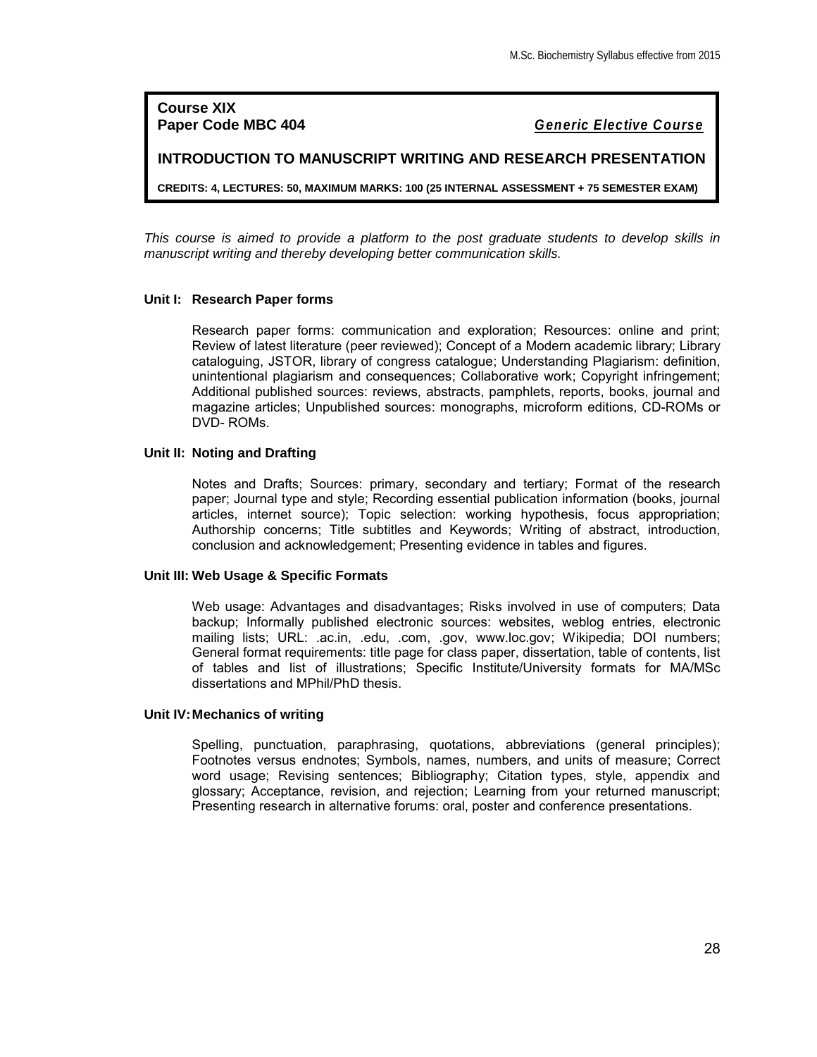**Course XIX**
**Paper Code MBC 404** ***Generic Elective Course***

## INTRODUCTION TO MANUSCRIPT WRITING AND RESEARCH PRESENTATION

**CREDITS: 4, LECTURES: 50, MAXIMUM MARKS: 100 (25 INTERNAL ASSESSMENT + 75 SEMESTER EXAM)**

*This course is aimed to provide a platform to the post graduate students to develop skills in manuscript writing and thereby developing better communication skills.*

### Unit I: Research Paper forms

Research paper forms: communication and exploration; Resources: online and print; Review of latest literature (peer reviewed); Concept of a Modern academic library; Library cataloguing, JSTOR, library of congress catalogue; Understanding Plagiarism: definition, unintentional plagiarism and consequences; Collaborative work; Copyright infringement; Additional published sources: reviews, abstracts, pamphlets, reports, books, journal and magazine articles; Unpublished sources: monographs, microform editions, CD-ROMs or DVD- ROMs.

### Unit II: Noting and Drafting

Notes and Drafts; Sources: primary, secondary and tertiary; Format of the research paper; Journal type and style; Recording essential publication information (books, journal articles, internet source); Topic selection: working hypothesis, focus appropriation; Authorship concerns; Title subtitles and Keywords; Writing of abstract, introduction, conclusion and acknowledgement; Presenting evidence in tables and figures.

### Unit III: Web Usage & Specific Formats

Web usage: Advantages and disadvantages; Risks involved in use of computers; Data backup; Informally published electronic sources: websites, weblog entries, electronic mailing lists; URL: .ac.in, .edu, .com, .gov, www.loc.gov; Wikipedia; DOI numbers; General format requirements: title page for class paper, dissertation, table of contents, list of tables and list of illustrations; Specific Institute/University formats for MA/MSc dissertations and MPhil/PhD thesis.

### Unit IV: Mechanics of writing

Spelling, punctuation, paraphrasing, quotations, abbreviations (general principles); Footnotes versus endnotes; Symbols, names, numbers, and units of measure; Correct word usage; Revising sentences; Bibliography; Citation types, style, appendix and glossary; Acceptance, revision, and rejection; Learning from your returned manuscript; Presenting research in alternative forums: oral, poster and conference presentations.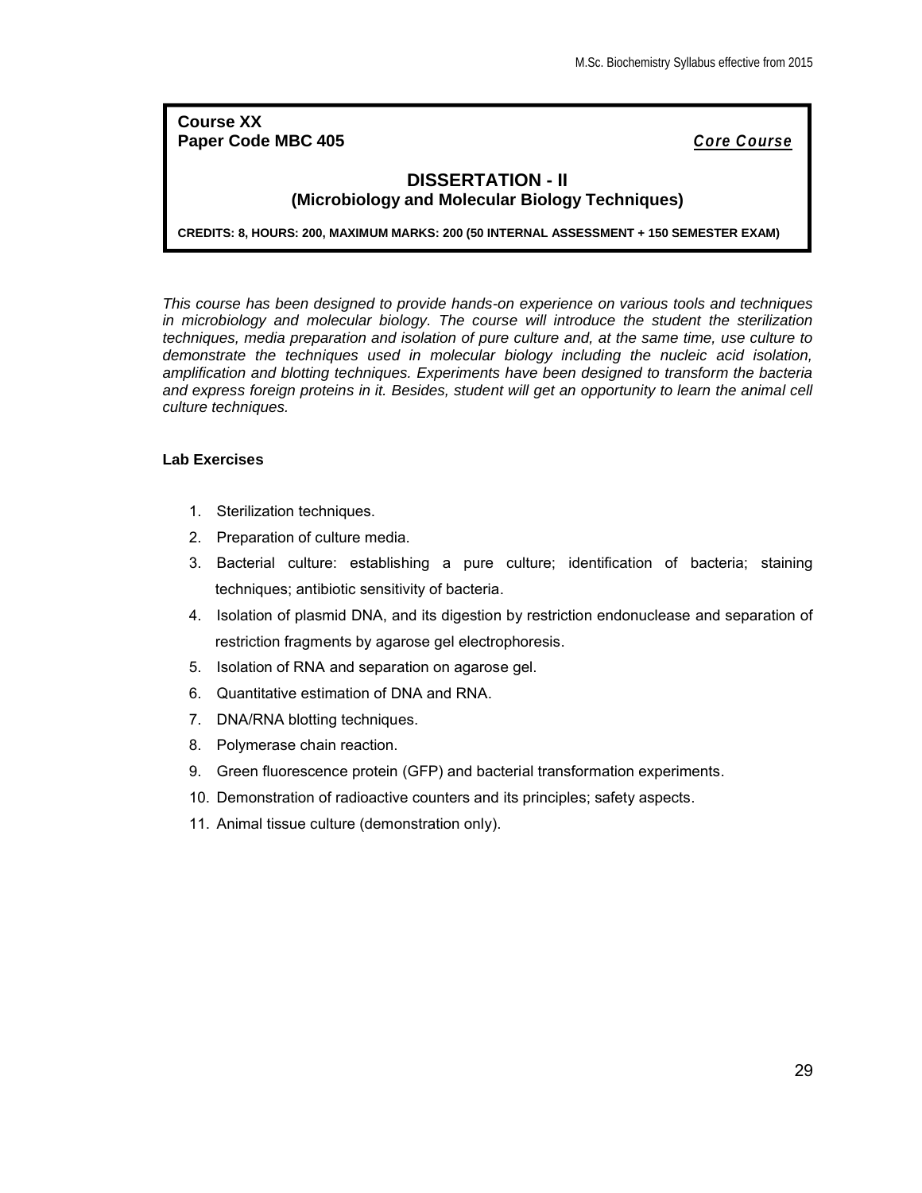**Course XX**
**Paper Code MBC 405** ***Core Course***

## DISSERTATION - II
### (Microbiology and Molecular Biology Techniques)

**CREDITS: 8, HOURS: 200, MAXIMUM MARKS: 200 (50 INTERNAL ASSESSMENT + 150 SEMESTER EXAM)**

*This course has been designed to provide hands-on experience on various tools and techniques in microbiology and molecular biology. The course will introduce the student the sterilization techniques, media preparation and isolation of pure culture and, at the same time, use culture to demonstrate the techniques used in molecular biology including the nucleic acid isolation, amplification and blotting techniques. Experiments have been designed to transform the bacteria and express foreign proteins in it. Besides, student will get an opportunity to learn the animal cell culture techniques.*

**Lab Exercises**

1. Sterilization techniques.
2. Preparation of culture media.
3. Bacterial culture: establishing a pure culture; identification of bacteria; staining techniques; antibiotic sensitivity of bacteria.
4. Isolation of plasmid DNA, and its digestion by restriction endonuclease and separation of restriction fragments by agarose gel electrophoresis.
5. Isolation of RNA and separation on agarose gel.
6. Quantitative estimation of DNA and RNA.
7. DNA/RNA blotting techniques.
8. Polymerase chain reaction.
9. Green fluorescence protein (GFP) and bacterial transformation experiments.
10. Demonstration of radioactive counters and its principles; safety aspects.
11. Animal tissue culture (demonstration only).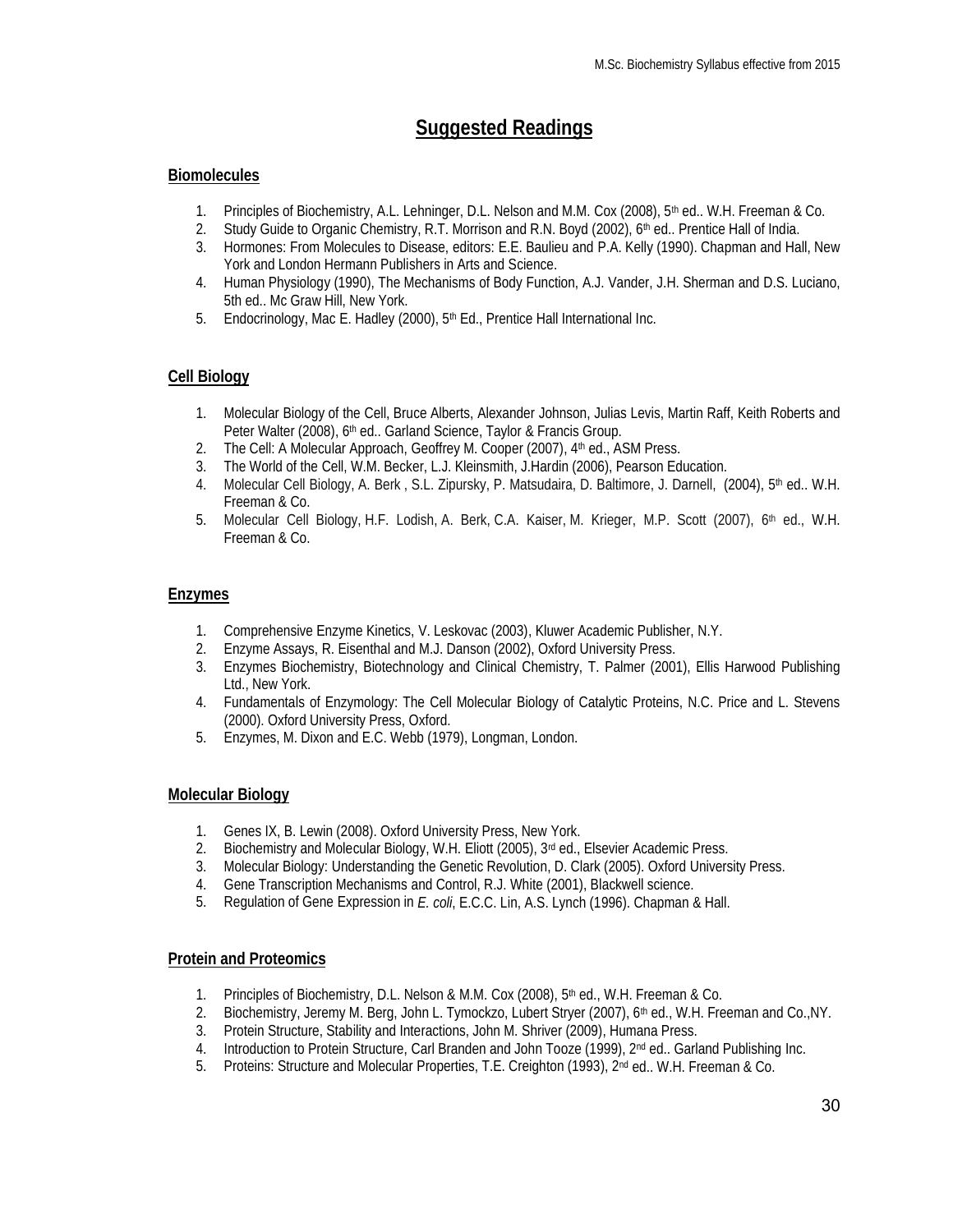# Suggested Readings

## Biomolecules

1. Principles of Biochemistry, A.L. Lehninger, D.L. Nelson and M.M. Cox (2008), 5th ed.. W.H. Freeman & Co.
2. Study Guide to Organic Chemistry, R.T. Morrison and R.N. Boyd (2002), 6th ed.. Prentice Hall of India.
3. Hormones: From Molecules to Disease, editors: E.E. Baulieu and P.A. Kelly (1990). Chapman and Hall, New York and London Hermann Publishers in Arts and Science.
4. Human Physiology (1990), The Mechanisms of Body Function, A.J. Vander, J.H. Sherman and D.S. Luciano, 5th ed.. Mc Graw Hill, New York.
5. Endocrinology, Mac E. Hadley (2000), 5th Ed., Prentice Hall International Inc.

## Cell Biology

1. Molecular Biology of the Cell, Bruce Alberts, Alexander Johnson, Julias Levis, Martin Raff, Keith Roberts and Peter Walter (2008), 6th ed.. Garland Science, Taylor & Francis Group.
2. The Cell: A Molecular Approach, Geoffrey M. Cooper (2007), 4th ed., ASM Press.
3. The World of the Cell, W.M. Becker, L.J. Kleinsmith, J.Hardin (2006), Pearson Education.
4. Molecular Cell Biology, A. Berk , S.L. Zipursky, P. Matsudaira, D. Baltimore, J. Darnell, (2004), 5th ed.. W.H. Freeman & Co.
5. Molecular Cell Biology, H.F. Lodish, A. Berk, C.A. Kaiser, M. Krieger, M.P. Scott (2007), 6th ed., W.H. Freeman & Co.

## Enzymes

1. Comprehensive Enzyme Kinetics, V. Leskovac (2003), Kluwer Academic Publisher, N.Y.
2. Enzyme Assays, R. Eisenthal and M.J. Danson (2002), Oxford University Press.
3. Enzymes Biochemistry, Biotechnology and Clinical Chemistry, T. Palmer (2001), Ellis Harwood Publishing Ltd., New York.
4. Fundamentals of Enzymology: The Cell Molecular Biology of Catalytic Proteins, N.C. Price and L. Stevens (2000). Oxford University Press, Oxford.
5. Enzymes, M. Dixon and E.C. Webb (1979), Longman, London.

## Molecular Biology

1. Genes IX, B. Lewin (2008). Oxford University Press, New York.
2. Biochemistry and Molecular Biology, W.H. Eliott (2005), 3rd ed., Elsevier Academic Press.
3. Molecular Biology: Understanding the Genetic Revolution, D. Clark (2005). Oxford University Press.
4. Gene Transcription Mechanisms and Control, R.J. White (2001), Blackwell science.
5. Regulation of Gene Expression in *E. coli*, E.C.C. Lin, A.S. Lynch (1996). Chapman & Hall.

## Protein and Proteomics

1. Principles of Biochemistry, D.L. Nelson & M.M. Cox (2008), 5th ed., W.H. Freeman & Co.
2. Biochemistry, Jeremy M. Berg, John L. Tymockzo, Lubert Stryer (2007), 6th ed., W.H. Freeman and Co.,NY.
3. Protein Structure, Stability and Interactions, John M. Shriver (2009), Humana Press.
4. Introduction to Protein Structure, Carl Branden and John Tooze (1999), 2nd ed.. Garland Publishing Inc.
5. Proteins: Structure and Molecular Properties, T.E. Creighton (1993), 2nd ed.. W.H. Freeman & Co.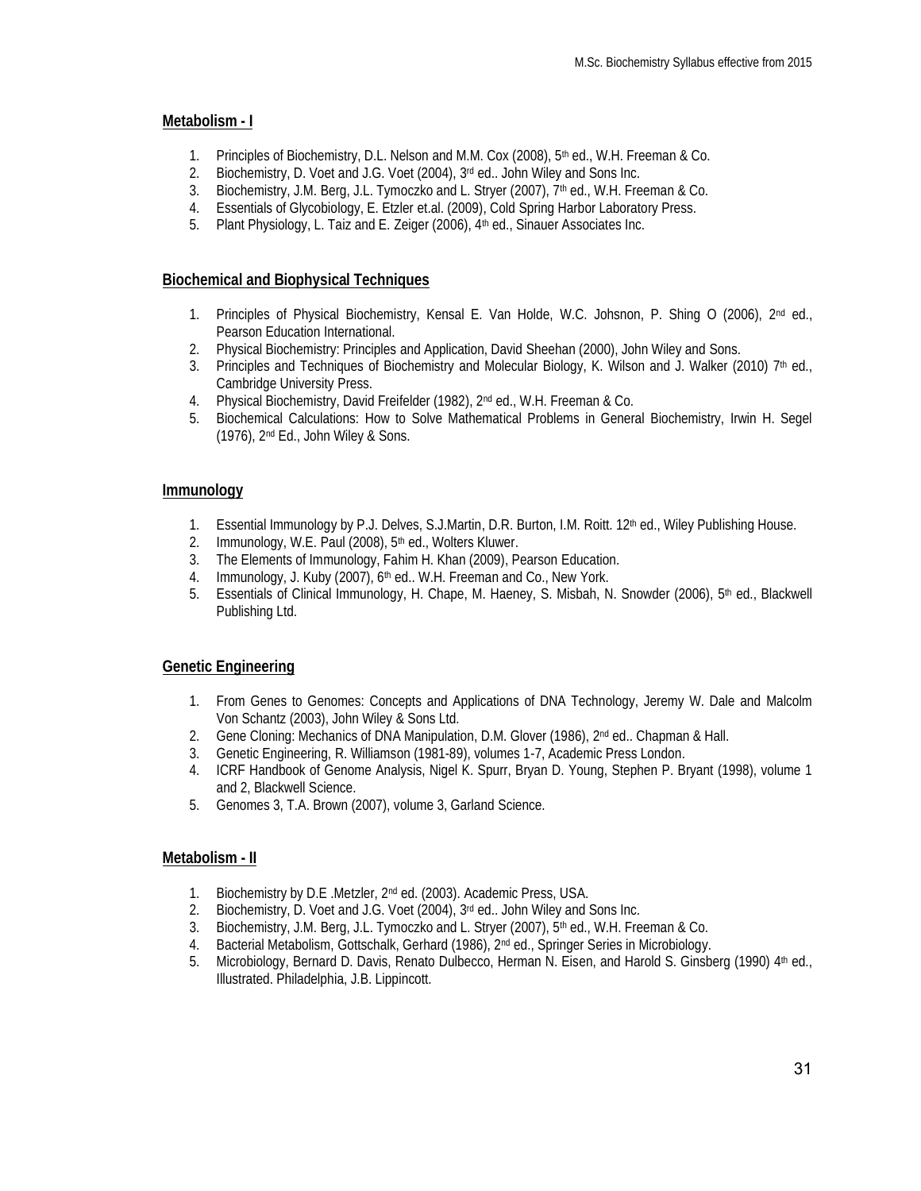## Metabolism - I

1. Principles of Biochemistry, D.L. Nelson and M.M. Cox (2008), 5th ed., W.H. Freeman & Co.
2. Biochemistry, D. Voet and J.G. Voet (2004), 3rd ed.. John Wiley and Sons Inc.
3. Biochemistry, J.M. Berg, J.L. Tymoczko and L. Stryer (2007), 7th ed., W.H. Freeman & Co.
4. Essentials of Glycobiology, E. Etzler et.al. (2009), Cold Spring Harbor Laboratory Press.
5. Plant Physiology, L. Taiz and E. Zeiger (2006), 4th ed., Sinauer Associates Inc.

## Biochemical and Biophysical Techniques

1. Principles of Physical Biochemistry, Kensal E. Van Holde, W.C. Johsnon, P. Shing O (2006), 2nd ed., Pearson Education International.
2. Physical Biochemistry: Principles and Application, David Sheehan (2000), John Wiley and Sons.
3. Principles and Techniques of Biochemistry and Molecular Biology, K. Wilson and J. Walker (2010) 7th ed., Cambridge University Press.
4. Physical Biochemistry, David Freifelder (1982), 2nd ed., W.H. Freeman & Co.
5. Biochemical Calculations: How to Solve Mathematical Problems in General Biochemistry, Irwin H. Segel (1976), 2nd Ed., John Wiley & Sons.

## Immunology

1. Essential Immunology by P.J. Delves, S.J.Martin, D.R. Burton, I.M. Roitt. 12th ed., Wiley Publishing House.
2. Immunology, W.E. Paul (2008), 5th ed., Wolters Kluwer.
3. The Elements of Immunology, Fahim H. Khan (2009), Pearson Education.
4. Immunology, J. Kuby (2007), 6th ed.. W.H. Freeman and Co., New York.
5. Essentials of Clinical Immunology, H. Chape, M. Haeney, S. Misbah, N. Snowder (2006), 5th ed., Blackwell Publishing Ltd.

## Genetic Engineering

1. From Genes to Genomes: Concepts and Applications of DNA Technology, Jeremy W. Dale and Malcolm Von Schantz (2003), John Wiley & Sons Ltd.
2. Gene Cloning: Mechanics of DNA Manipulation, D.M. Glover (1986), 2nd ed.. Chapman & Hall.
3. Genetic Engineering, R. Williamson (1981-89), volumes 1-7, Academic Press London.
4. ICRF Handbook of Genome Analysis, Nigel K. Spurr, Bryan D. Young, Stephen P. Bryant (1998), volume 1 and 2, Blackwell Science.
5. Genomes 3, T.A. Brown (2007), volume 3, Garland Science.

## Metabolism - II

1. Biochemistry by D.E .Metzler, 2nd ed. (2003). Academic Press, USA.
2. Biochemistry, D. Voet and J.G. Voet (2004), 3rd ed.. John Wiley and Sons Inc.
3. Biochemistry, J.M. Berg, J.L. Tymoczko and L. Stryer (2007), 5th ed., W.H. Freeman & Co.
4. Bacterial Metabolism, Gottschalk, Gerhard (1986), 2nd ed., Springer Series in Microbiology.
5. Microbiology, Bernard D. Davis, Renato Dulbecco, Herman N. Eisen, and Harold S. Ginsberg (1990) 4th ed., Illustrated. Philadelphia, J.B. Lippincott.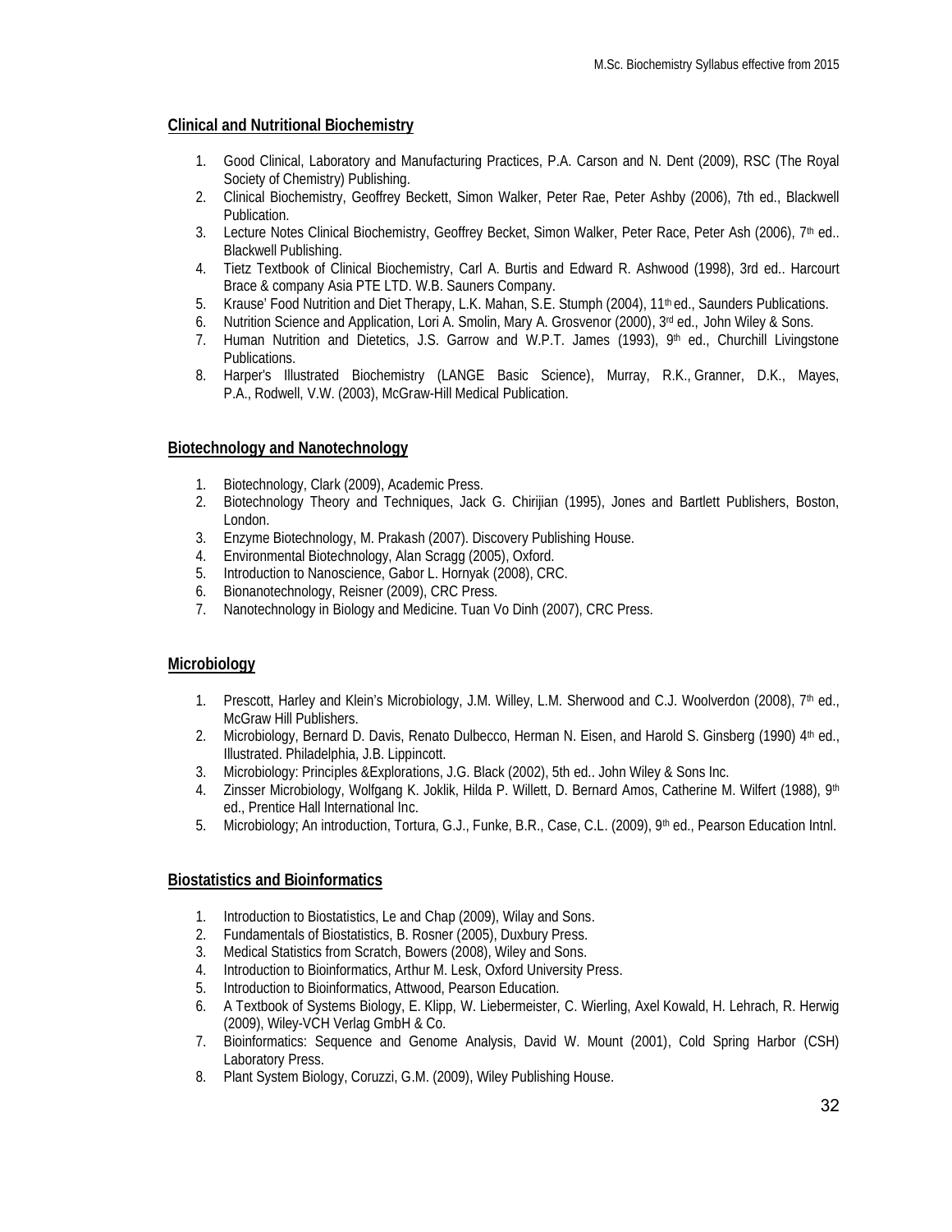## Clinical and Nutritional Biochemistry

1. Good Clinical, Laboratory and Manufacturing Practices, P.A. Carson and N. Dent (2009), RSC (The Royal Society of Chemistry) Publishing.
2. Clinical Biochemistry, Geoffrey Beckett, Simon Walker, Peter Rae, Peter Ashby (2006), 7th ed., Blackwell Publication.
3. Lecture Notes Clinical Biochemistry, Geoffrey Becket, Simon Walker, Peter Race, Peter Ash (2006), 7th ed.. Blackwell Publishing.
4. Tietz Textbook of Clinical Biochemistry, Carl A. Burtis and Edward R. Ashwood (1998), 3rd ed.. Harcourt Brace & company Asia PTE LTD. W.B. Sauners Company.
5. Krause' Food Nutrition and Diet Therapy, L.K. Mahan, S.E. Stumph (2004), 11th ed., Saunders Publications.
6. Nutrition Science and Application, Lori A. Smolin, Mary A. Grosvenor (2000), 3rd ed., John Wiley & Sons.
7. Human Nutrition and Dietetics, J.S. Garrow and W.P.T. James (1993), 9th ed., Churchill Livingstone Publications.
8. Harper's Illustrated Biochemistry (LANGE Basic Science), Murray, R.K., Granner, D.K., Mayes, P.A., Rodwell, V.W. (2003), McGraw-Hill Medical Publication.

## Biotechnology and Nanotechnology

1. Biotechnology, Clark (2009), Academic Press.
2. Biotechnology Theory and Techniques, Jack G. Chirijian (1995), Jones and Bartlett Publishers, Boston, London.
3. Enzyme Biotechnology, M. Prakash (2007). Discovery Publishing House.
4. Environmental Biotechnology, Alan Scragg (2005), Oxford.
5. Introduction to Nanoscience, Gabor L. Hornyak (2008), CRC.
6. Bionanotechnology, Reisner (2009), CRC Press.
7. Nanotechnology in Biology and Medicine. Tuan Vo Dinh (2007), CRC Press.

## Microbiology

1. Prescott, Harley and Klein's Microbiology, J.M. Willey, L.M. Sherwood and C.J. Woolverdon (2008), 7th ed., McGraw Hill Publishers.
2. Microbiology, Bernard D. Davis, Renato Dulbecco, Herman N. Eisen, and Harold S. Ginsberg (1990) 4th ed., Illustrated. Philadelphia, J.B. Lippincott.
3. Microbiology: Principles &Explorations, J.G. Black (2002), 5th ed.. John Wiley & Sons Inc.
4. Zinsser Microbiology, Wolfgang K. Joklik, Hilda P. Willett, D. Bernard Amos, Catherine M. Wilfert (1988), 9th ed., Prentice Hall International Inc.
5. Microbiology; An introduction, Tortura, G.J., Funke, B.R., Case, C.L. (2009), 9th ed., Pearson Education Intnl.

## Biostatistics and Bioinformatics

1. Introduction to Biostatistics, Le and Chap (2009), Wilay and Sons.
2. Fundamentals of Biostatistics, B. Rosner (2005), Duxbury Press.
3. Medical Statistics from Scratch, Bowers (2008), Wiley and Sons.
4. Introduction to Bioinformatics, Arthur M. Lesk, Oxford University Press.
5. Introduction to Bioinformatics, Attwood, Pearson Education.
6. A Textbook of Systems Biology, E. Klipp, W. Liebermeister, C. Wierling, Axel Kowald, H. Lehrach, R. Herwig (2009), Wiley-VCH Verlag GmbH & Co.
7. Bioinformatics: Sequence and Genome Analysis, David W. Mount (2001), Cold Spring Harbor (CSH) Laboratory Press.
8. Plant System Biology, Coruzzi, G.M. (2009), Wiley Publishing House.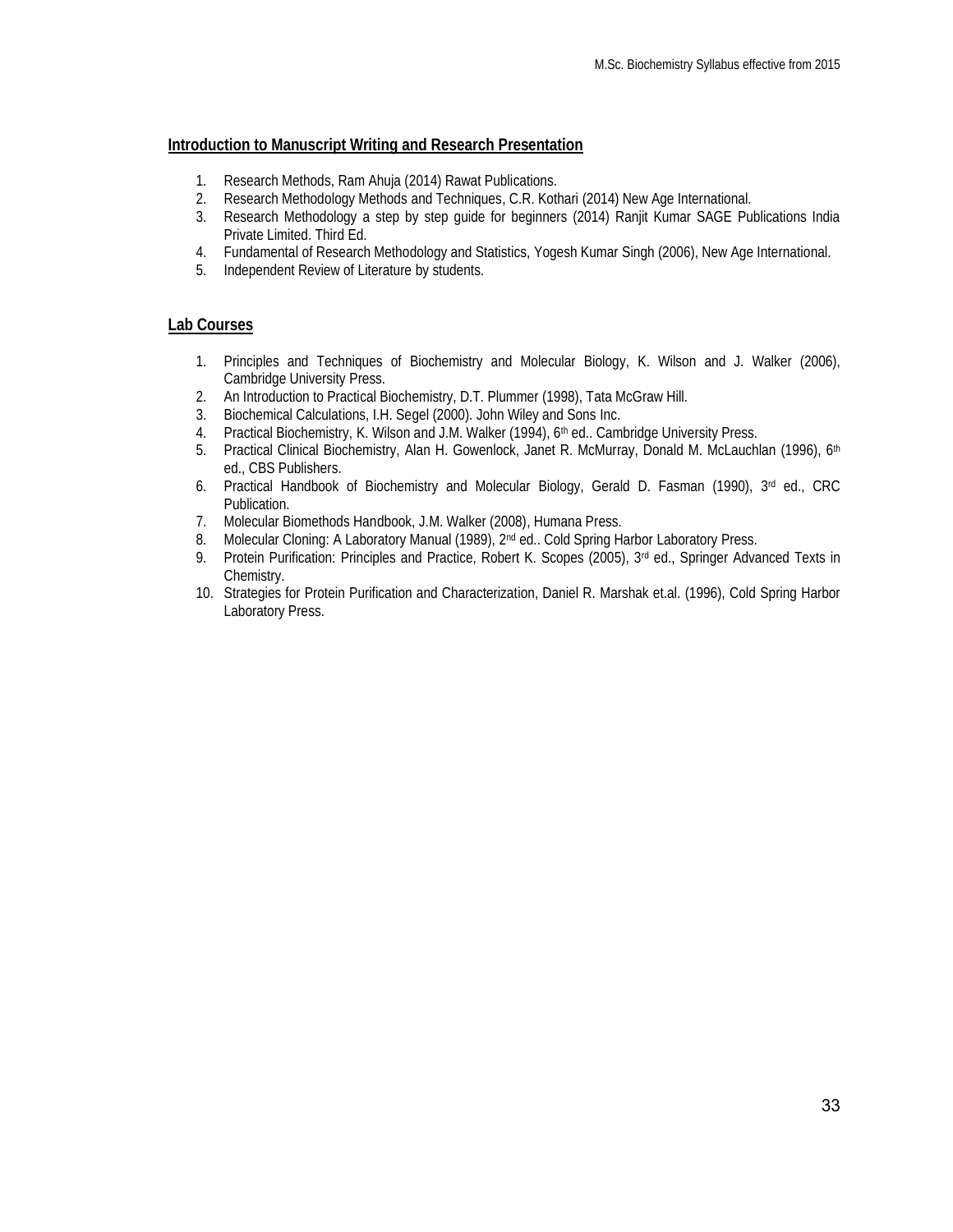**Introduction to Manuscript Writing and Research Presentation**

1. Research Methods, Ram Ahuja (2014) Rawat Publications.
2. Research Methodology Methods and Techniques, C.R. Kothari (2014) New Age International.
3. Research Methodology a step by step guide for beginners (2014) Ranjit Kumar SAGE Publications India Private Limited. Third Ed.
4. Fundamental of Research Methodology and Statistics, Yogesh Kumar Singh (2006), New Age International.
5. Independent Review of Literature by students.

**Lab Courses**

1. Principles and Techniques of Biochemistry and Molecular Biology, K. Wilson and J. Walker (2006), Cambridge University Press.
2. An Introduction to Practical Biochemistry, D.T. Plummer (1998), Tata McGraw Hill.
3. Biochemical Calculations, I.H. Segel (2000). John Wiley and Sons Inc.
4. Practical Biochemistry, K. Wilson and J.M. Walker (1994), 6th ed.. Cambridge University Press.
5. Practical Clinical Biochemistry, Alan H. Gowenlock, Janet R. McMurray, Donald M. McLauchlan (1996), 6th ed., CBS Publishers.
6. Practical Handbook of Biochemistry and Molecular Biology, Gerald D. Fasman (1990), 3rd ed., CRC Publication.
7. Molecular Biomethods Handbook, J.M. Walker (2008), Humana Press.
8. Molecular Cloning: A Laboratory Manual (1989), 2nd ed.. Cold Spring Harbor Laboratory Press.
9. Protein Purification: Principles and Practice, Robert K. Scopes (2005), 3rd ed., Springer Advanced Texts in Chemistry.
10. Strategies for Protein Purification and Characterization, Daniel R. Marshak et.al. (1996), Cold Spring Harbor Laboratory Press.